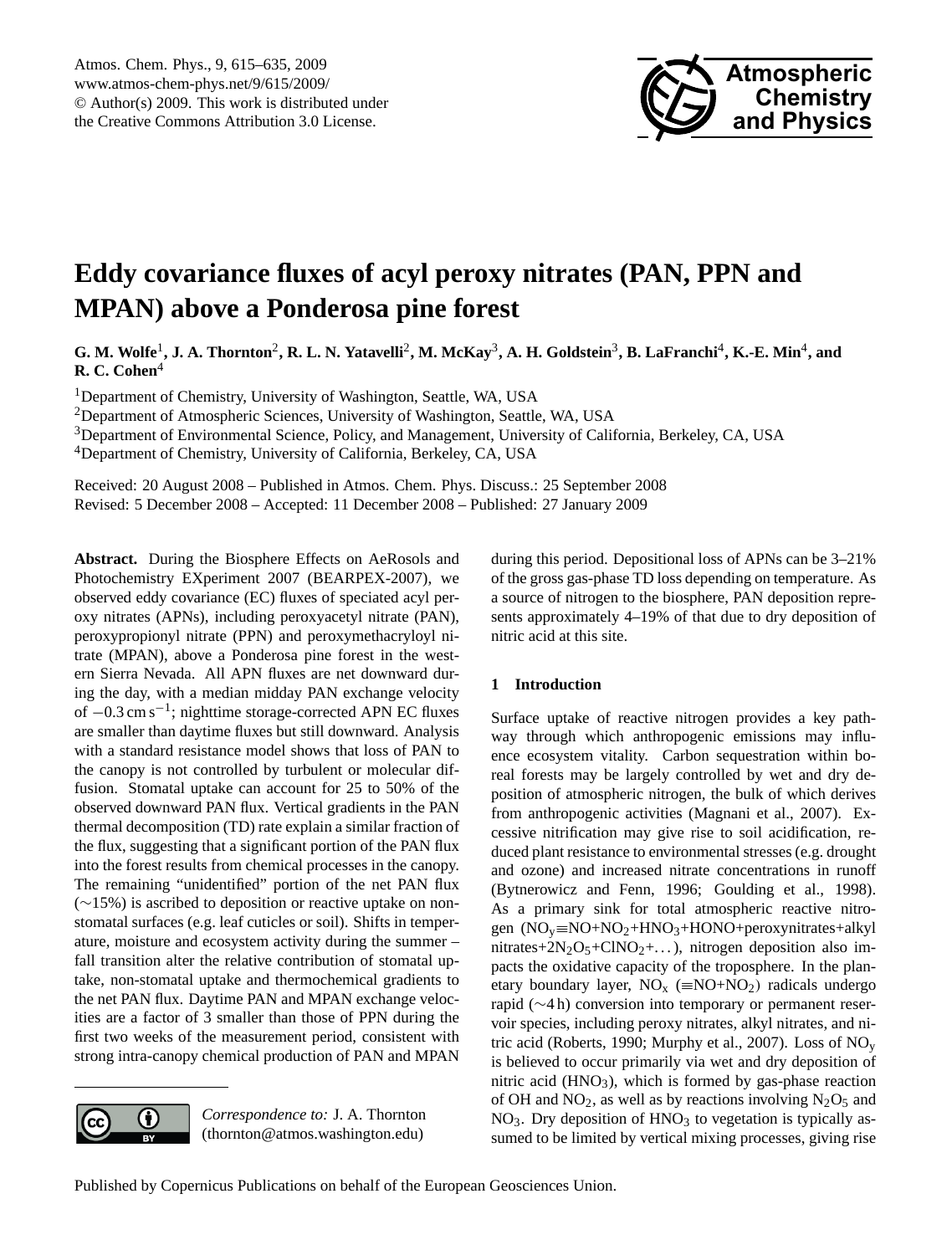# Eddy covariance fluxes of acyl peroxy nitrates (PAN, PPN and MPAN) above a Ponderosa pine forest

**G. M. Wolfe[1], J. A. Thornton[2], R. L. N. Yatavelli[2], M. McKay[3], A. H. Goldstein[3], B. LaFranchi[4], K.-E. Min[4], and R. C. Cohen[4]**

[1]Department of Chemistry, University of Washington, Seattle, WA, USA

[2]Department of Atmospheric Sciences, University of Washington, Seattle, WA, USA

[3]Department of Environmental Science, Policy, and Management, University of California, Berkeley, CA, USA

[4]Department of Chemistry, University of California, Berkeley, CA, USA

Received: 20 August 2008 – Published in Atmos. Chem. Phys. Discuss.: 25 September 2008
Revised: 5 December 2008 – Accepted: 11 December 2008 – Published: 27 January 2009

**Abstract.** During the Biosphere Effects on AeRosols and Photochemistry EXperiment 2007 (BEARPEX-2007), we observed eddy covariance (EC) fluxes of speciated acyl peroxy nitrates (APNs), including peroxyacetyl nitrate (PAN), peroxypropionyl nitrate (PPN) and peroxymethacryloyl nitrate (MPAN), above a Ponderosa pine forest in the western Sierra Nevada. All APN fluxes are net downward during the day, with a median midday PAN exchange velocity of $-0.3\,\mathrm{cm\,s^{-1}}$; nighttime storage-corrected APN EC fluxes are smaller than daytime fluxes but still downward. Analysis with a standard resistance model shows that loss of PAN to the canopy is not controlled by turbulent or molecular diffusion. Stomatal uptake can account for 25 to 50% of the observed downward PAN flux. Vertical gradients in the PAN thermal decomposition (TD) rate explain a similar fraction of the flux, suggesting that a significant portion of the PAN flux into the forest results from chemical processes in the canopy. The remaining "unidentified" portion of the net PAN flux (~15%) is ascribed to deposition or reactive uptake on non-stomatal surfaces (e.g. leaf cuticles or soil). Shifts in temperature, moisture and ecosystem activity during the summer – fall transition alter the relative contribution of stomatal uptake, non-stomatal uptake and thermochemical gradients to the net PAN flux. Daytime PAN and MPAN exchange velocities are a factor of 3 smaller than those of PPN during the first two weeks of the measurement period, consistent with strong intra-canopy chemical production of PAN and MPAN during this period. Depositional loss of APNs can be 3–21% of the gross gas-phase TD loss depending on temperature. As a source of nitrogen to the biosphere, PAN deposition represents approximately 4–19% of that due to dry deposition of nitric acid at this site.

## 1 Introduction

Surface uptake of reactive nitrogen provides a key pathway through which anthropogenic emissions may influence ecosystem vitality. Carbon sequestration within boreal forests may be largely controlled by wet and dry deposition of atmospheric nitrogen, the bulk of which derives from anthropogenic activities (Magnani et al., 2007). Excessive nitrification may give rise to soil acidification, reduced plant resistance to environmental stresses (e.g. drought and ozone) and increased nitrate concentrations in runoff (Bytnerowicz and Fenn, 1996; Goulding et al., 1998). As a primary sink for total atmospheric reactive nitrogen ($NO_y$≡$NO$+$NO_2$+$HNO_3$+HONO+peroxynitrates+alkyl nitrates+$2N_2O_5$+$ClNO_2$+...), nitrogen deposition also impacts the oxidative capacity of the troposphere. In the planetary boundary layer, $NO_x$ (≡$NO$+$NO_2$) radicals undergo rapid (~4 h) conversion into temporary or permanent reservoir species, including peroxy nitrates, alkyl nitrates, and nitric acid (Roberts, 1990; Murphy et al., 2007). Loss of $NO_y$ is believed to occur primarily via wet and dry deposition of nitric acid ($HNO_3$), which is formed by gas-phase reaction of OH and $NO_2$, as well as by reactions involving $N_2O_5$ and $NO_3$. Dry deposition of $HNO_3$ to vegetation is typically assumed to be limited by vertical mixing processes, giving rise

*Correspondence to:* J. A. Thornton (thornton@atmos.washington.edu)

Published by Copernicus Publications on behalf of the European Geosciences Union.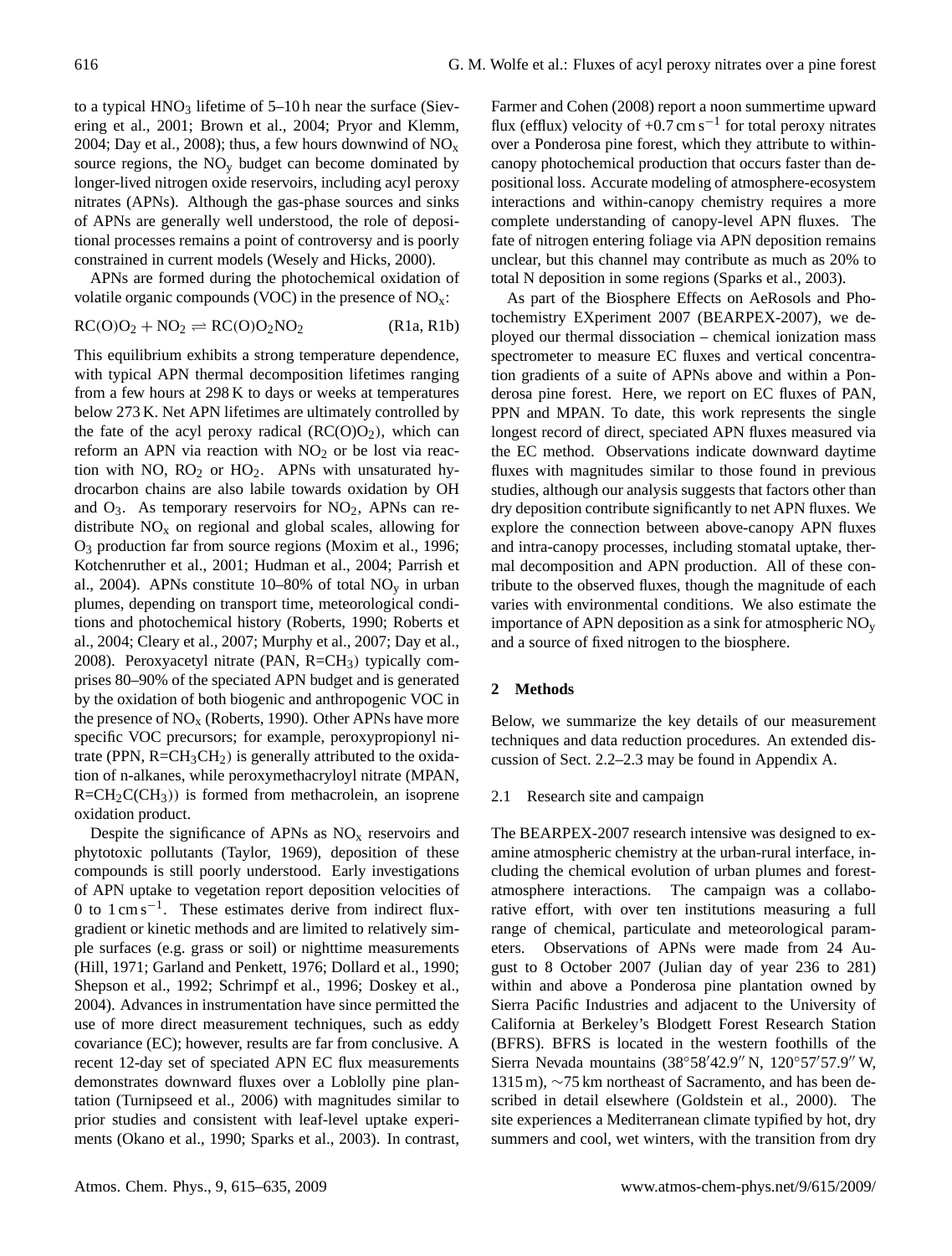to a typical $HNO_3$ lifetime of 5–10 h near the surface (Sievering et al., 2001; Brown et al., 2004; Pryor and Klemm, 2004; Day et al., 2008); thus, a few hours downwind of $NO_x$ source regions, the $NO_y$ budget can become dominated by longer-lived nitrogen oxide reservoirs, including acyl peroxy nitrates (APNs). Although the gas-phase sources and sinks of APNs are generally well understood, the role of depositional processes remains a point of controversy and is poorly constrained in current models (Wesely and Hicks, 2000).

APNs are formed during the photochemical oxidation of volatile organic compounds (VOC) in the presence of $NO_x$:

$$RC(O)O_2 + NO_2 \rightleftharpoons RC(O)O_2NO_2 \qquad \text{(R1a, R1b)}$$

This equilibrium exhibits a strong temperature dependence, with typical APN thermal decomposition lifetimes ranging from a few hours at 298 K to days or weeks at temperatures below 273 K. Net APN lifetimes are ultimately controlled by the fate of the acyl peroxy radical ($RC(O)O_2$), which can reform an APN via reaction with $NO_2$ or be lost via reaction with NO, $RO_2$ or $HO_2$. APNs with unsaturated hydrocarbon chains are also labile towards oxidation by OH and $O_3$. As temporary reservoirs for $NO_2$, APNs can redistribute $NO_x$ on regional and global scales, allowing for $O_3$ production far from source regions (Moxim et al., 1996; Kotchenruther et al., 2001; Hudman et al., 2004; Parrish et al., 2004). APNs constitute 10–80% of total $NO_y$ in urban plumes, depending on transport time, meteorological conditions and photochemical history (Roberts, 1990; Roberts et al., 2004; Cleary et al., 2007; Murphy et al., 2007; Day et al., 2008). Peroxyacetyl nitrate (PAN, R=$CH_3$) typically comprises 80–90% of the speciated APN budget and is generated by the oxidation of both biogenic and anthropogenic VOC in the presence of $NO_x$ (Roberts, 1990). Other APNs have more specific VOC precursors; for example, peroxypropionyl nitrate (PPN, R=$CH_3CH_2$) is generally attributed to the oxidation of n-alkanes, while peroxymethacryloyl nitrate (MPAN, R=$CH_2C(CH_3)$) is formed from methacrolein, an isoprene oxidation product.

Despite the significance of APNs as $NO_x$ reservoirs and phytotoxic pollutants (Taylor, 1969), deposition of these compounds is still poorly understood. Early investigations of APN uptake to vegetation report deposition velocities of 0 to 1 $cm\,s^{-1}$. These estimates derive from indirect flux-gradient or kinetic methods and are limited to relatively simple surfaces (e.g. grass or soil) or nighttime measurements (Hill, 1971; Garland and Penkett, 1976; Dollard et al., 1990; Shepson et al., 1992; Schrimpf et al., 1996; Doskey et al., 2004). Advances in instrumentation have since permitted the use of more direct measurement techniques, such as eddy covariance (EC); however, results are far from conclusive. A recent 12-day set of speciated APN EC flux measurements demonstrates downward fluxes over a Loblolly pine plantation (Turnipseed et al., 2006) with magnitudes similar to prior studies and consistent with leaf-level uptake experiments (Okano et al., 1990; Sparks et al., 2003). In contrast, Farmer and Cohen (2008) report a noon summertime upward flux (efflux) velocity of +0.7 $cm\,s^{-1}$ for total peroxy nitrates over a Ponderosa pine forest, which they attribute to within-canopy photochemical production that occurs faster than depositional loss. Accurate modeling of atmosphere-ecosystem interactions and within-canopy chemistry requires a more complete understanding of canopy-level APN fluxes. The fate of nitrogen entering foliage via APN deposition remains unclear, but this channel may contribute as much as 20% to total N deposition in some regions (Sparks et al., 2003).

As part of the Biosphere Effects on AeRosols and Photochemistry EXperiment 2007 (BEARPEX-2007), we deployed our thermal dissociation – chemical ionization mass spectrometer to measure EC fluxes and vertical concentration gradients of a suite of APNs above and within a Ponderosa pine forest. Here, we report on EC fluxes of PAN, PPN and MPAN. To date, this work represents the single longest record of direct, speciated APN fluxes measured via the EC method. Observations indicate downward daytime fluxes with magnitudes similar to those found in previous studies, although our analysis suggests that factors other than dry deposition contribute significantly to net APN fluxes. We explore the connection between above-canopy APN fluxes and intra-canopy processes, including stomatal uptake, thermal decomposition and APN production. All of these contribute to the observed fluxes, though the magnitude of each varies with environmental conditions. We also estimate the importance of APN deposition as a sink for atmospheric $NO_y$ and a source of fixed nitrogen to the biosphere.

## 2 Methods

Below, we summarize the key details of our measurement techniques and data reduction procedures. An extended discussion of Sect. 2.2–2.3 may be found in Appendix A.

### 2.1 Research site and campaign

The BEARPEX-2007 research intensive was designed to examine atmospheric chemistry at the urban-rural interface, including the chemical evolution of urban plumes and forest-atmosphere interactions. The campaign was a collaborative effort, with over ten institutions measuring a full range of chemical, particulate and meteorological parameters. Observations of APNs were made from 24 August to 8 October 2007 (Julian day of year 236 to 281) within and above a Ponderosa pine plantation owned by Sierra Pacific Industries and adjacent to the University of California at Berkeley's Blodgett Forest Research Station (BFRS). BFRS is located in the western foothills of the Sierra Nevada mountains (38°58′42.9″ N, 120°57′57.9″ W, 1315 m), ~75 km northeast of Sacramento, and has been described in detail elsewhere (Goldstein et al., 2000). The site experiences a Mediterranean climate typified by hot, dry summers and cool, wet winters, with the transition from dry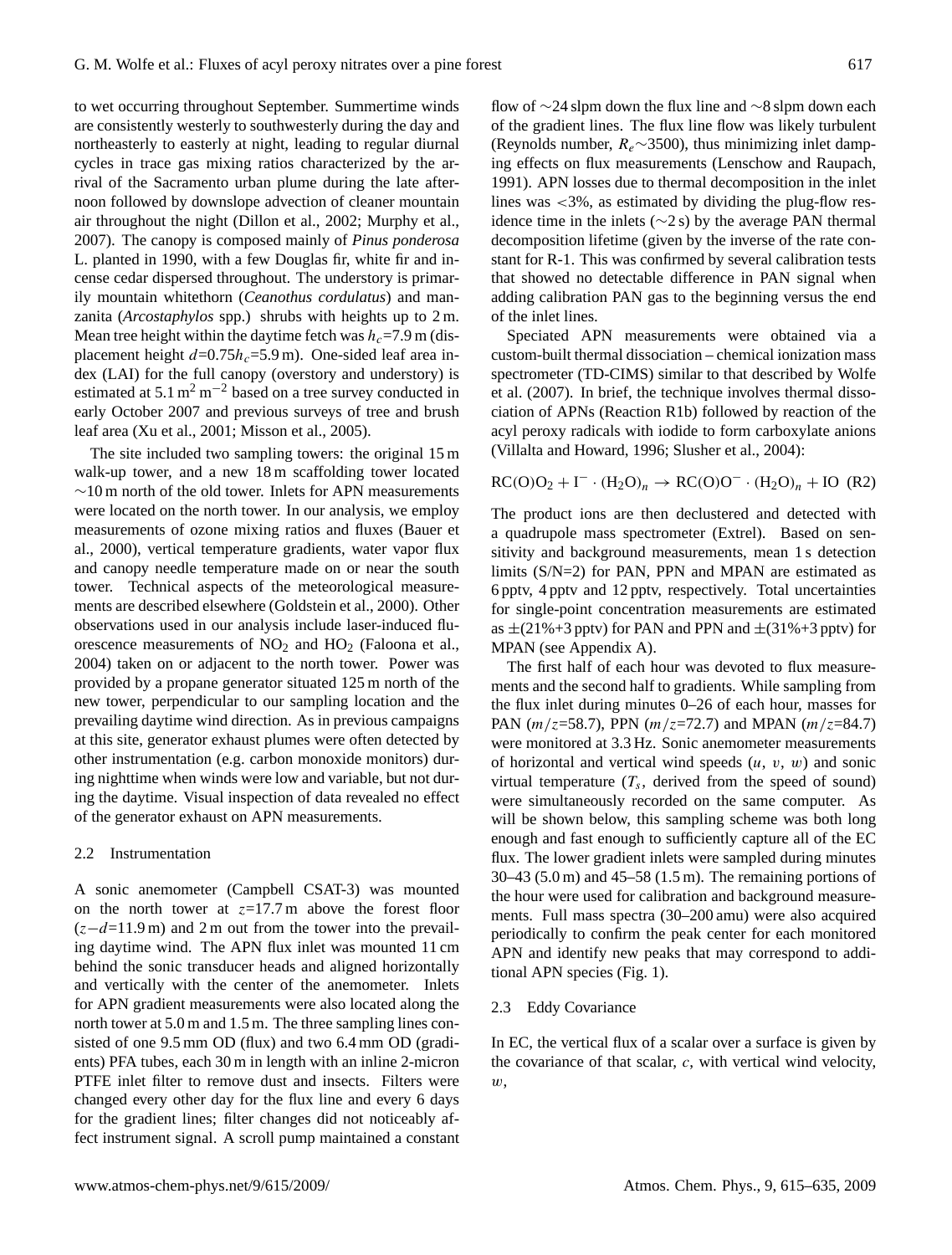to wet occurring throughout September. Summertime winds are consistently westerly to southwesterly during the day and northeasterly to easterly at night, leading to regular diurnal cycles in trace gas mixing ratios characterized by the arrival of the Sacramento urban plume during the late afternoon followed by downslope advection of cleaner mountain air throughout the night (Dillon et al., 2002; Murphy et al., 2007). The canopy is composed mainly of *Pinus ponderosa* L. planted in 1990, with a few Douglas fir, white fir and incense cedar dispersed throughout. The understory is primarily mountain whitethorn (*Ceanothus cordulatus*) and manzanita (*Arcostaphylos* spp.) shrubs with heights up to 2 m. Mean tree height within the daytime fetch was $h_c$=7.9 m (displacement height $d$=0.75$h_c$=5.9 m). One-sided leaf area index (LAI) for the full canopy (overstory and understory) is estimated at 5.1 $m^2$ $m^{-2}$ based on a tree survey conducted in early October 2007 and previous surveys of tree and brush leaf area (Xu et al., 2001; Misson et al., 2005).

The site included two sampling towers: the original 15 m walk-up tower, and a new 18 m scaffolding tower located ~10 m north of the old tower. Inlets for APN measurements were located on the north tower. In our analysis, we employ measurements of ozone mixing ratios and fluxes (Bauer et al., 2000), vertical temperature gradients, water vapor flux and canopy needle temperature made on or near the south tower. Technical aspects of the meteorological measurements are described elsewhere (Goldstein et al., 2000). Other observations used in our analysis include laser-induced fluorescence measurements of $NO_2$ and $HO_2$ (Faloona et al., 2004) taken on or adjacent to the north tower. Power was provided by a propane generator situated 125 m north of the new tower, perpendicular to our sampling location and the prevailing daytime wind direction. As in previous campaigns at this site, generator exhaust plumes were often detected by other instrumentation (e.g. carbon monoxide monitors) during nighttime when winds were low and variable, but not during the daytime. Visual inspection of data revealed no effect of the generator exhaust on APN measurements.

### 2.2 Instrumentation

A sonic anemometer (Campbell CSAT-3) was mounted on the north tower at $z$=17.7 m above the forest floor ($z-d$=11.9 m) and 2 m out from the tower into the prevailing daytime wind. The APN flux inlet was mounted 11 cm behind the sonic transducer heads and aligned horizontally and vertically with the center of the anemometer. Inlets for APN gradient measurements were also located along the north tower at 5.0 m and 1.5 m. The three sampling lines consisted of one 9.5 mm OD (flux) and two 6.4 mm OD (gradients) PFA tubes, each 30 m in length with an inline 2-micron PTFE inlet filter to remove dust and insects. Filters were changed every other day for the flux line and every 6 days for the gradient lines; filter changes did not noticeably affect instrument signal. A scroll pump maintained a constant flow of ~24 slpm down the flux line and ~8 slpm down each of the gradient lines. The flux line flow was likely turbulent (Reynolds number, $R_e$~3500), thus minimizing inlet damping effects on flux measurements (Lenschow and Raupach, 1991). APN losses due to thermal decomposition in the inlet lines was <3%, as estimated by dividing the plug-flow residence time in the inlets (~2 s) by the average PAN thermal decomposition lifetime (given by the inverse of the rate constant for R-1. This was confirmed by several calibration tests that showed no detectable difference in PAN signal when adding calibration PAN gas to the beginning versus the end of the inlet lines.

Speciated APN measurements were obtained via a custom-built thermal dissociation – chemical ionization mass spectrometer (TD-CIMS) similar to that described by Wolfe et al. (2007). In brief, the technique involves thermal dissociation of APNs (Reaction R1b) followed by reaction of the acyl peroxy radicals with iodide to form carboxylate anions (Villalta and Howard, 1996; Slusher et al., 2004):

$$RC(O)O_2 + I^- \cdot (H_2O)_n \rightarrow RC(O)O^- \cdot (H_2O)_n + IO \quad \text{(R2)}$$

The product ions are then declustered and detected with a quadrupole mass spectrometer (Extrel). Based on sensitivity and background measurements, mean 1 s detection limits (S/N=2) for PAN, PPN and MPAN are estimated as 6 pptv, 4 pptv and 12 pptv, respectively. Total uncertainties for single-point concentration measurements are estimated as ±(21%+3 pptv) for PAN and PPN and ±(31%+3 pptv) for MPAN (see Appendix A).

The first half of each hour was devoted to flux measurements and the second half to gradients. While sampling from the flux inlet during minutes 0–26 of each hour, masses for PAN ($m/z$=58.7), PPN ($m/z$=72.7) and MPAN ($m/z$=84.7) were monitored at 3.3 Hz. Sonic anemometer measurements of horizontal and vertical wind speeds ($u$, $v$, $w$) and sonic virtual temperature ($T_s$, derived from the speed of sound) were simultaneously recorded on the same computer. As will be shown below, this sampling scheme was both long enough and fast enough to sufficiently capture all of the EC flux. The lower gradient inlets were sampled during minutes 30–43 (5.0 m) and 45–58 (1.5 m). The remaining portions of the hour were used for calibration and background measurements. Full mass spectra (30–200 amu) were also acquired periodically to confirm the peak center for each monitored APN and identify new peaks that may correspond to additional APN species (Fig. 1).

### 2.3 Eddy Covariance

In EC, the vertical flux of a scalar over a surface is given by the covariance of that scalar, $c$, with vertical wind velocity, $w$,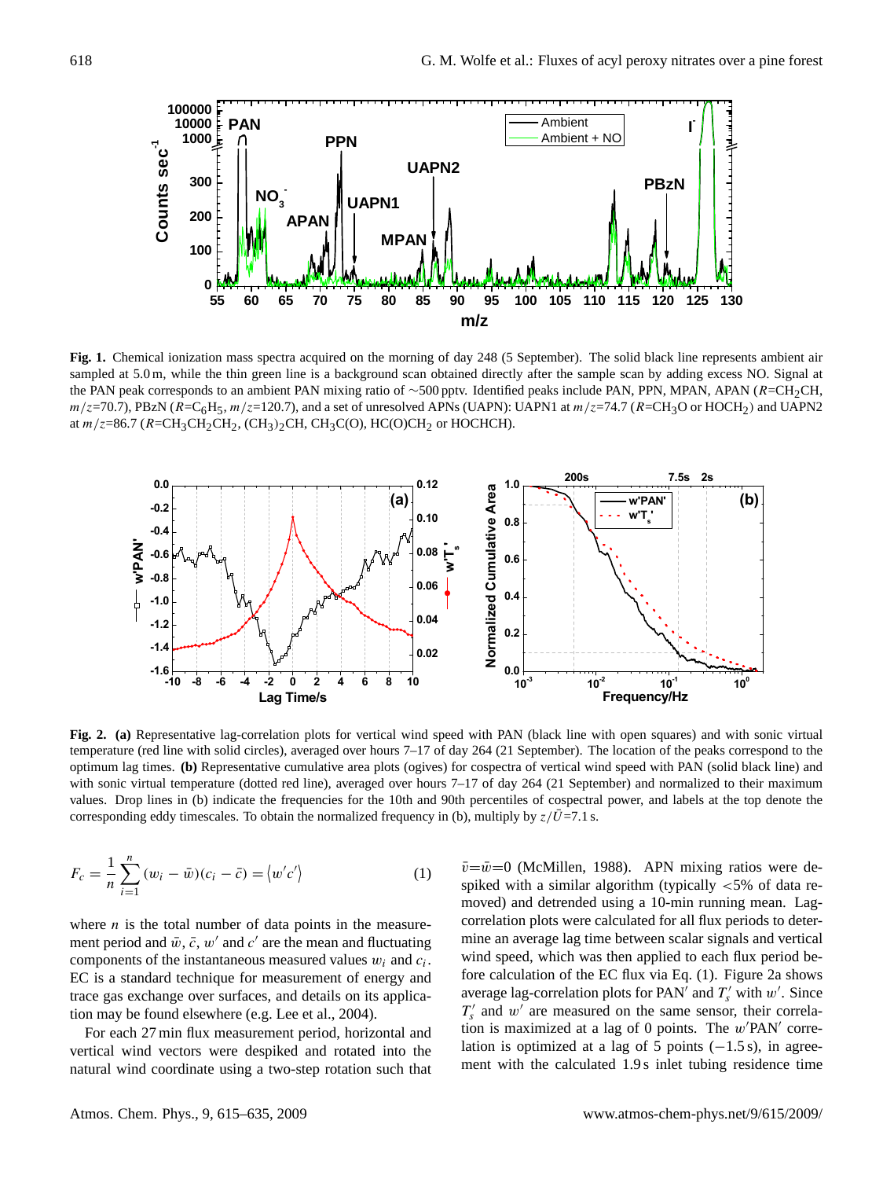Counts sec$^{-1}$

100000
10000
1000
300
200
100
0

PAN
NO$_3^-$
APAN
PPN
UAPN1
MPAN
UAPN2
PBzN
I$^-$

Ambient
Ambient + NO

55 60 65 70 75 80 85 90 95 100 105 110 115 120 125 130

m/z

**Fig. 1.** Chemical ionization mass spectra acquired on the morning of day 248 (5 September). The solid black line represents ambient air sampled at 5.0 m, while the thin green line is a background scan obtained directly after the sample scan by adding excess NO. Signal at the PAN peak corresponds to an ambient PAN mixing ratio of ∼500 pptv. Identified peaks include PAN, PPN, MPAN, APAN ($R$=$CH_2CH$, $m/z$=70.7), PBzN ($R$=$C_6H_5$, $m/z$=120.7), and a set of unresolved APNs (UAPN): UAPN1 at $m/z$=74.7 ($R$=$CH_3O$ or $HOCH_2$) and UAPN2 at $m/z$=86.7 ($R$=$CH_3CH_2CH_2$, $(CH_3)_2CH$, $CH_3C(O)$, $HC(O)CH_2$ or $HOCHCH$).

(a)

w'PAN'

0.0
-0.2
-0.4
-0.6
-0.8
-1.0
-1.2
-1.4
-1.6

w'T$_s$'

0.12
0.10
0.08
0.06
0.04
0.02

-10 -8 -6 -4 -2 0 2 4 6 8 10

Lag Time/s

(b)

200s
7.5s
2s

w'PAN'
w'T$_s$'

Normalized Cumulative Area

1.0
0.8
0.6
0.4
0.2
0.0

$10^{-3}$ $10^{-2}$ $10^{-1}$ $10^{0}$

Frequency/Hz

**Fig. 2. (a)** Representative lag-correlation plots for vertical wind speed with PAN (black line with open squares) and with sonic virtual temperature (red line with solid circles), averaged over hours 7–17 of day 264 (21 September). The location of the peaks correspond to the optimum lag times. **(b)** Representative cumulative area plots (ogives) for cospectra of vertical wind speed with PAN (solid black line) and with sonic virtual temperature (dotted red line), averaged over hours 7–17 of day 264 (21 September) and normalized to their maximum values. Drop lines in (b) indicate the frequencies for the 10th and 90th percentiles of cospectral power, and labels at the top denote the corresponding eddy timescales. To obtain the normalized frequency in (b), multiply by $z/\bar{U}$=7.1 s.

$$F_c = \frac{1}{n}\sum_{i=1}^{n}(w_i - \bar{w})(c_i - \bar{c}) = \langle w'c' \rangle \qquad (1)$$

where $n$ is the total number of data points in the measurement period and $\bar{w}$, $\bar{c}$, $w'$ and $c'$ are the mean and fluctuating components of the instantaneous measured values $w_i$ and $c_i$. EC is a standard technique for measurement of energy and trace gas exchange over surfaces, and details on its application may be found elsewhere (e.g. Lee et al., 2004).

For each 27 min flux measurement period, horizontal and vertical wind vectors were despiked and rotated into the natural wind coordinate using a two-step rotation such that $\bar{v}$=$\bar{w}$=0 (McMillen, 1988). APN mixing ratios were despiked with a similar algorithm (typically <5% of data removed) and detrended using a 10-min running mean. Lag-correlation plots were calculated for all flux periods to determine an average lag time between scalar signals and vertical wind speed, which was then applied to each flux period before calculation of the EC flux via Eq. (1). Figure 2a shows average lag-correlation plots for PAN′ and $T_s'$ with $w'$. Since $T_s'$ and $w'$ are measured on the same sensor, their correlation is maximized at a lag of 0 points. The $w'$PAN′ correlation is optimized at a lag of 5 points (−1.5 s), in agreement with the calculated 1.9 s inlet tubing residence time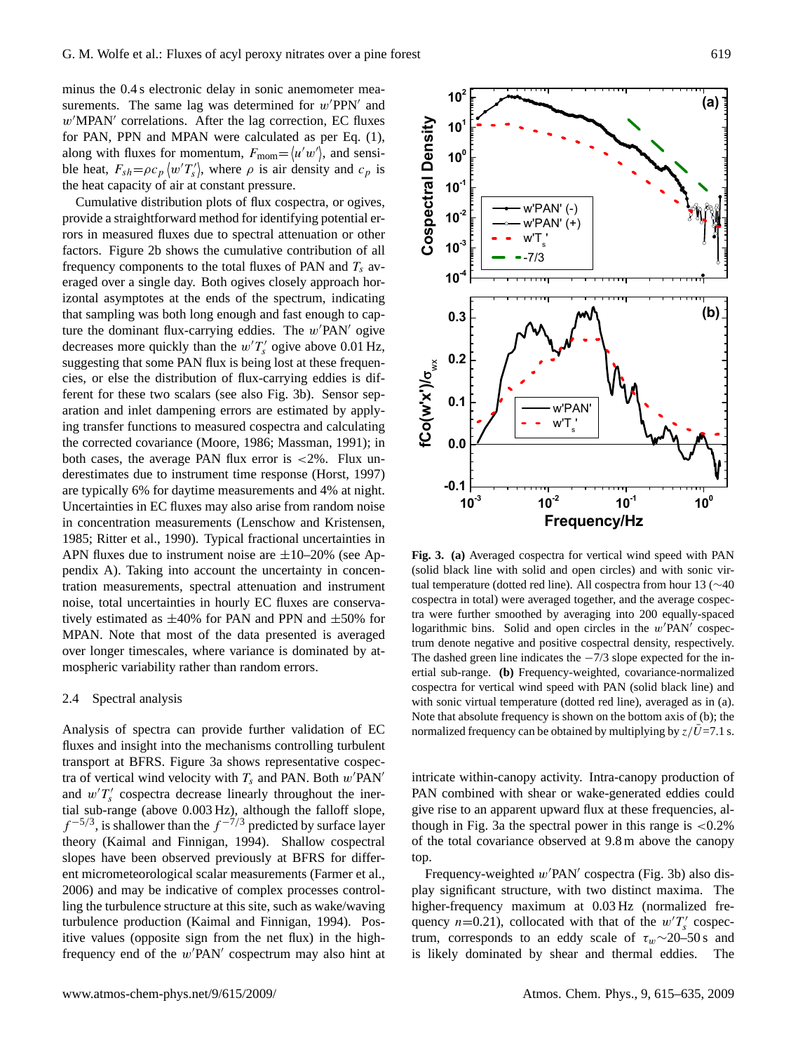minus the 0.4 s electronic delay in sonic anemometer measurements. The same lag was determined for $w'$PPN$'$ and $w'$MPAN$'$ correlations. After the lag correction, EC fluxes for PAN, PPN and MPAN were calculated as per Eq. (1), along with fluxes for momentum, $F_{\text{mom}}=\langle u'w' \rangle$, and sensible heat, $F_{sh}=\rho c_p \langle w'T_s' \rangle$, where $\rho$ is air density and $c_p$ is the heat capacity of air at constant pressure.

Cumulative distribution plots of flux cospectra, or ogives, provide a straightforward method for identifying potential errors in measured fluxes due to spectral attenuation or other factors. Figure 2b shows the cumulative contribution of all frequency components to the total fluxes of PAN and $T_s$ averaged over a single day. Both ogives closely approach horizontal asymptotes at the ends of the spectrum, indicating that sampling was both long enough and fast enough to capture the dominant flux-carrying eddies. The $w'$PAN$'$ ogive decreases more quickly than the $w'T_s'$ ogive above 0.01 Hz, suggesting that some PAN flux is being lost at these frequencies, or else the distribution of flux-carrying eddies is different for these two scalars (see also Fig. 3b). Sensor separation and inlet dampening errors are estimated by applying transfer functions to measured cospectra and calculating the corrected covariance (Moore, 1986; Massman, 1991); in both cases, the average PAN flux error is <2%. Flux underestimates due to instrument time response (Horst, 1997) are typically 6% for daytime measurements and 4% at night. Uncertainties in EC fluxes may also arise from random noise in concentration measurements (Lenschow and Kristensen, 1985; Ritter et al., 1990). Typical fractional uncertainties in APN fluxes due to instrument noise are ±10–20% (see Appendix A). Taking into account the uncertainty in concentration measurements, spectral attenuation and instrument noise, total uncertainties in hourly EC fluxes are conservatively estimated as ±40% for PAN and PPN and ±50% for MPAN. Note that most of the data presented is averaged over longer timescales, where variance is dominated by atmospheric variability rather than random errors.

### 2.4 Spectral analysis

Analysis of spectra can provide further validation of EC fluxes and insight into the mechanisms controlling turbulent transport at BFRS. Figure 3a shows representative cospectra of vertical wind velocity with $T_s$ and PAN. Both $w'$PAN$'$ and $w'T_s'$ cospectra decrease linearly throughout the inertial sub-range (above 0.003 Hz), although the falloff slope, $f^{-5/3}$, is shallower than the $f^{-7/3}$ predicted by surface layer theory (Kaimal and Finnigan, 1994). Shallow cospectral slopes have been observed previously at BFRS for different micrometeorological scalar measurements (Farmer et al., 2006) and may be indicative of complex processes controlling the turbulence structure at this site, such as wake/waving turbulence production (Kaimal and Finnigan, 1994). Positive values (opposite sign from the net flux) in the high-frequency end of the $w'$PAN$'$ cospectrum may also hint at intricate within-canopy activity. Intra-canopy production of PAN combined with shear or wake-generated eddies could give rise to an apparent upward flux at these frequencies, although in Fig. 3a the spectral power in this range is <0.2% of the total covariance observed at 9.8 m above the canopy top.

(a)
Cospectral Density
$10^2$
$10^1$
$10^0$
$10^{-1}$
$10^{-2}$
$10^{-3}$
$10^{-4}$
w'PAN' (-)
w'PAN' (+)
w'T$_s$'
-7/3

(b)
fCo(w'x')/σ$_{wx}$
0.3
0.2
0.1
0.0
-0.1
w'PAN'
w'T$_s$'
$10^{-3}$
$10^{-2}$
$10^{-1}$
$10^0$
Frequency/Hz

**Fig. 3. (a)** Averaged cospectra for vertical wind speed with PAN (solid black line with solid and open circles) and with sonic virtual temperature (dotted red line). All cospectra from hour 13 (~40 cospectra in total) were averaged together, and the average cospectra were further smoothed by averaging into 200 equally-spaced logarithmic bins. Solid and open circles in the $w'$PAN$'$ cospectrum denote negative and positive cospectral density, respectively. The dashed green line indicates the $-7/3$ slope expected for the inertial sub-range. **(b)** Frequency-weighted, covariance-normalized cospectra for vertical wind speed with PAN (solid black line) and with sonic virtual temperature (dotted red line), averaged as in (a). Note that absolute frequency is shown on the bottom axis of (b); the normalized frequency can be obtained by multiplying by $z/\bar{U}$=7.1 s.

Frequency-weighted $w'$PAN$'$ cospectra (Fig. 3b) also display significant structure, with two distinct maxima. The higher-frequency maximum at 0.03 Hz (normalized frequency $n$=0.21), collocated with that of the $w'T_s'$ cospectrum, corresponds to an eddy scale of $\tau_w$~20–50 s and is likely dominated by shear and thermal eddies. The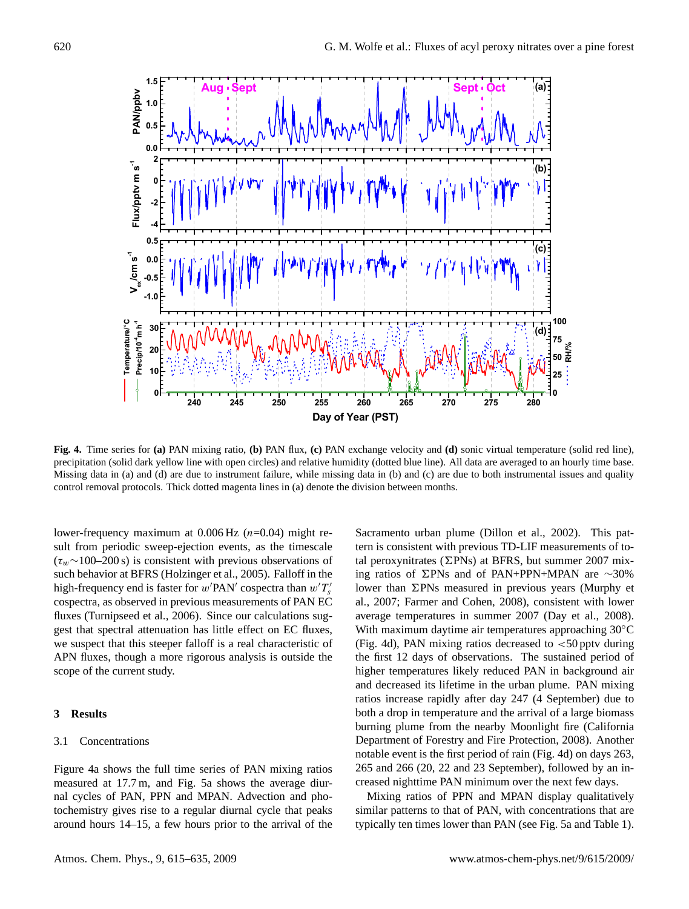(a)

PAN/ppbv

1.5

1.0

0.5

0.0

Aug

Sept

Sept

Oct

(b)

Flux/pptv m s[-1]

2

0

-2

-4

(c)

$V_{ex}$/cm s[-1]

0.5

0.0

-0.5

-1.0

(d)

Temperature/°C

Precip/10[-4]m h[-1]

30

20

10

0

RH/%

100

75

50

25

0

240

245

250

255

260

265

270

275

280

Day of Year (PST)

**Fig. 4.** Time series for **(a)** PAN mixing ratio, **(b)** PAN flux, **(c)** PAN exchange velocity and **(d)** sonic virtual temperature (solid red line), precipitation (solid dark yellow line with open circles) and relative humidity (dotted blue line). All data are averaged to an hourly time base. Missing data in (a) and (d) are due to instrument failure, while missing data in (b) and (c) are due to both instrumental issues and quality control removal protocols. Thick dotted magenta lines in (a) denote the division between months.

lower-frequency maximum at 0.006 Hz ($n$=0.04) might result from periodic sweep-ejection events, as the timescale ($\tau_w$∼100–200 s) is consistent with previous observations of such behavior at BFRS (Holzinger et al., 2005). Falloff in the high-frequency end is faster for $w'\mathrm{PAN}'$ cospectra than $w'T_s'$ cospectra, as observed in previous measurements of PAN EC fluxes (Turnipseed et al., 2006). Since our calculations suggest that spectral attenuation has little effect on EC fluxes, we suspect that this steeper falloff is a real characteristic of APN fluxes, though a more rigorous analysis is outside the scope of the current study.

## 3 Results

### 3.1 Concentrations

Figure 4a shows the full time series of PAN mixing ratios measured at 17.7 m, and Fig. 5a shows the average diurnal cycles of PAN, PPN and MPAN. Advection and photochemistry gives rise to a regular diurnal cycle that peaks around hours 14–15, a few hours prior to the arrival of the Sacramento urban plume (Dillon et al., 2002). This pattern is consistent with previous measurements of total peroxynitrates (ΣPNs) at BFRS, but summer 2007 mixing ratios of ΣPNs and of PAN+PPN+MPAN are ∼30% lower than ΣPNs measured in previous years (Murphy et al., 2007; Farmer and Cohen, 2008), consistent with lower average temperatures in summer 2007 (Day et al., 2008). With maximum daytime air temperatures approaching 30°C (Fig. 4d), PAN mixing ratios decreased to <50 pptv during the first 12 days of observations. The sustained period of higher temperatures likely reduced PAN in background air and decreased its lifetime in the urban plume. PAN mixing ratios increase rapidly after day 247 (4 September) due to both a drop in temperature and the arrival of a large biomass burning plume from the nearby Moonlight fire (California Department of Forestry and Fire Protection, 2008). Another notable event is the first period of rain (Fig. 4d) on days 263, 265 and 266 (20, 22 and 23 September), followed by an increased nighttime PAN minimum over the next few days.

Mixing ratios of PPN and MPAN display qualitatively similar patterns to that of PAN, with concentrations that are typically ten times lower than PAN (see Fig. 5a and Table 1).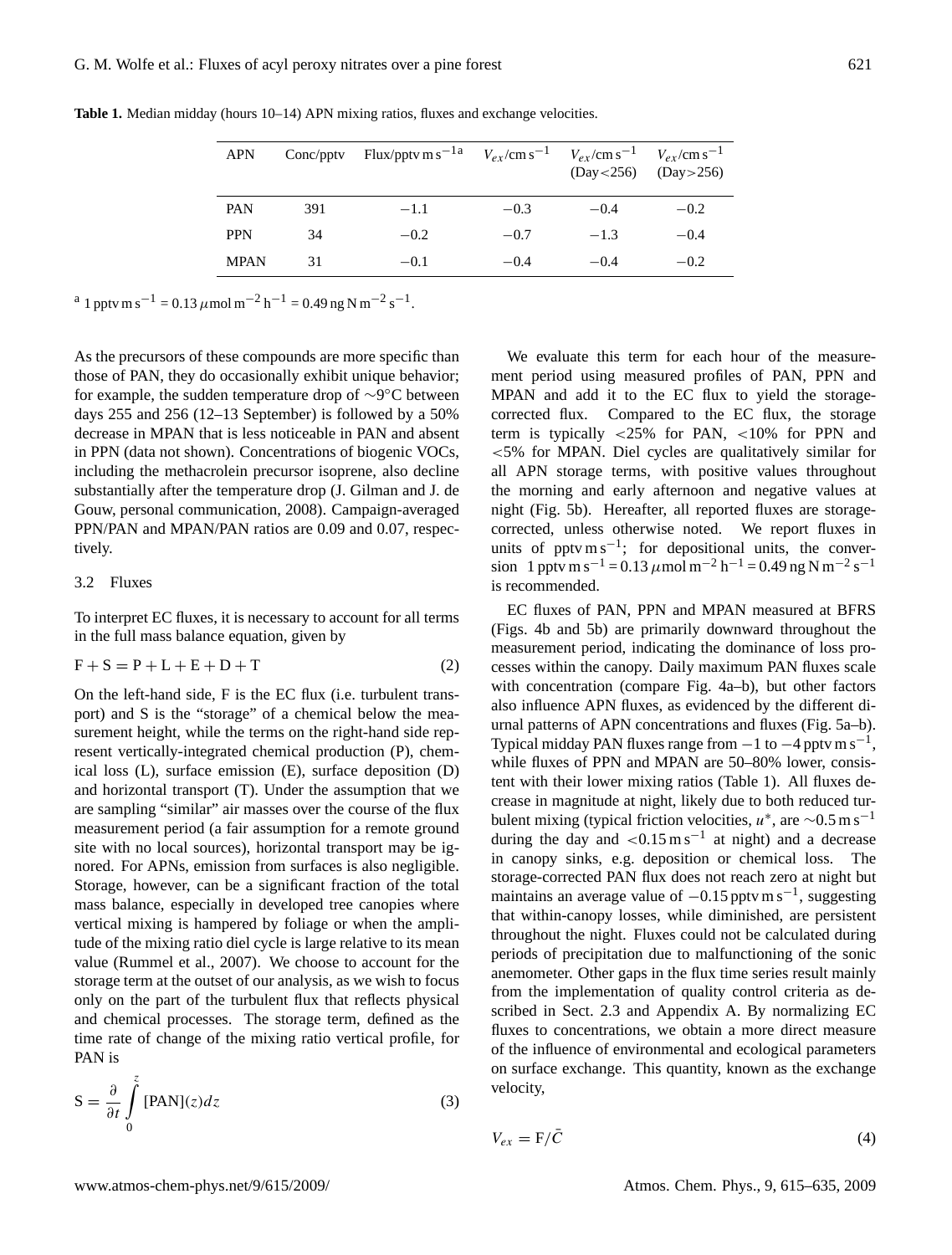**Table 1.** Median midday (hours 10–14) APN mixing ratios, fluxes and exchange velocities.

| APN | Conc/pptv | Flux/pptv m s$^{-1}$ [a] | $V_{ex}$/cm s$^{-1}$ | $V_{ex}$/cm s$^{-1}$ (Day<256) | $V_{ex}$/cm s$^{-1}$ (Day>256) |
|---|---|---|---|---|---|
| PAN | 391 | −1.1 | −0.3 | −0.4 | −0.2 |
| PPN | 34 | −0.2 | −0.7 | −1.3 | −0.4 |
| MPAN | 31 | −0.1 | −0.4 | −0.4 | −0.2 |

[a] 1 pptv m s$^{-1}$ = 0.13 $\mu$mol m$^{-2}$ h$^{-1}$ = 0.49 ng N m$^{-2}$ s$^{-1}$.

As the precursors of these compounds are more specific than those of PAN, they do occasionally exhibit unique behavior; for example, the sudden temperature drop of ∼9°C between days 255 and 256 (12–13 September) is followed by a 50% decrease in MPAN that is less noticeable in PAN and absent in PPN (data not shown). Concentrations of biogenic VOCs, including the methacrolein precursor isoprene, also decline substantially after the temperature drop (J. Gilman and J. de Gouw, personal communication, 2008). Campaign-averaged PPN/PAN and MPAN/PAN ratios are 0.09 and 0.07, respectively.

### 3.2 Fluxes

To interpret EC fluxes, it is necessary to account for all terms in the full mass balance equation, given by

$$\mathrm{F} + \mathrm{S} = \mathrm{P} + \mathrm{L} + \mathrm{E} + \mathrm{D} + \mathrm{T} \tag{2}$$

On the left-hand side, F is the EC flux (i.e. turbulent transport) and S is the "storage" of a chemical below the measurement height, while the terms on the right-hand side represent vertically-integrated chemical production (P), chemical loss (L), surface emission (E), surface deposition (D) and horizontal transport (T). Under the assumption that we are sampling "similar" air masses over the course of the flux measurement period (a fair assumption for a remote ground site with no local sources), horizontal transport may be ignored. For APNs, emission from surfaces is also negligible. Storage, however, can be a significant fraction of the total mass balance, especially in developed tree canopies where vertical mixing is hampered by foliage or when the amplitude of the mixing ratio diel cycle is large relative to its mean value (Rummel et al., 2007). We choose to account for the storage term at the outset of our analysis, as we wish to focus only on the part of the turbulent flux that reflects physical and chemical processes. The storage term, defined as the time rate of change of the mixing ratio vertical profile, for PAN is

$$\mathrm{S} = \frac{\partial}{\partial t}\int_0^z [\mathrm{PAN}](z)dz \tag{3}$$

We evaluate this term for each hour of the measurement period using measured profiles of PAN, PPN and MPAN and add it to the EC flux to yield the storage-corrected flux. Compared to the EC flux, the storage term is typically <25% for PAN, <10% for PPN and <5% for MPAN. Diel cycles are qualitatively similar for all APN storage terms, with positive values throughout the morning and early afternoon and negative values at night (Fig. 5b). Hereafter, all reported fluxes are storage-corrected, unless otherwise noted. We report fluxes in units of pptv m s$^{-1}$; for depositional units, the conversion 1 pptv m s$^{-1}$ = 0.13 $\mu$mol m$^{-2}$ h$^{-1}$ = 0.49 ng N m$^{-2}$ s$^{-1}$ is recommended.

EC fluxes of PAN, PPN and MPAN measured at BFRS (Figs. 4b and 5b) are primarily downward throughout the measurement period, indicating the dominance of loss processes within the canopy. Daily maximum PAN fluxes scale with concentration (compare Fig. 4a–b), but other factors also influence APN fluxes, as evidenced by the different diurnal patterns of APN concentrations and fluxes (Fig. 5a–b). Typical midday PAN fluxes range from −1 to −4 pptv m s$^{-1}$, while fluxes of PPN and MPAN are 50–80% lower, consistent with their lower mixing ratios (Table 1). All fluxes decrease in magnitude at night, likely due to both reduced turbulent mixing (typical friction velocities, $u^*$, are ∼0.5 m s$^{-1}$ during the day and <0.15 m s$^{-1}$ at night) and a decrease in canopy sinks, e.g. deposition or chemical loss. The storage-corrected PAN flux does not reach zero at night but maintains an average value of −0.15 pptv m s$^{-1}$, suggesting that within-canopy losses, while diminished, are persistent throughout the night. Fluxes could not be calculated during periods of precipitation due to malfunctioning of the sonic anemometer. Other gaps in the flux time series result mainly from the implementation of quality control criteria as described in Sect. 2.3 and Appendix A. By normalizing EC fluxes to concentrations, we obtain a more direct measure of the influence of environmental and ecological parameters on surface exchange. This quantity, known as the exchange velocity,

$$V_{ex} = \mathrm{F}/\bar{C} \tag{4}$$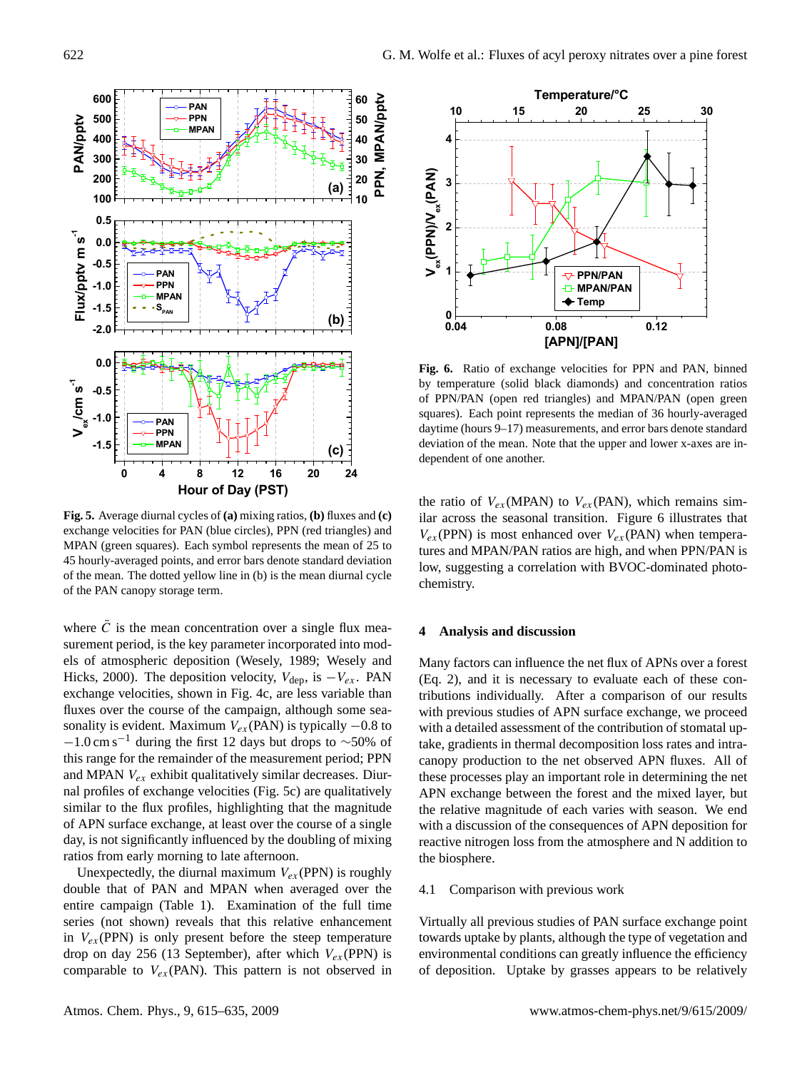PAN/pptv
600
500
400
300
200
100
PAN
PPN
MPAN
60
50
40
30
20
10
PPN, MPAN/pptv
(a)

Flux/pptv m s$^{-1}$
0.5
0.0
-0.5
-1.0
-1.5
-2.0
PAN
PPN
MPAN
$S_{PAN}$
(b)

$V_{ex}$/cm s$^{-1}$
0.0
-0.5
-1.0
-1.5
PAN
PPN
MPAN
(c)
0
4
8
12
16
20
24
Hour of Day (PST)

**Fig. 5.** Average diurnal cycles of **(a)** mixing ratios, **(b)** fluxes and **(c)** exchange velocities for PAN (blue circles), PPN (red triangles) and MPAN (green squares). Each symbol represents the mean of 25 to 45 hourly-averaged points, and error bars denote standard deviation of the mean. The dotted yellow line in (b) is the mean diurnal cycle of the PAN canopy storage term.

Temperature/°C
10
15
20
25
30
$V_{ex}$(PPN)/$V_{ex}$(PAN)
4
3
2
1
0
0.04
0.08
0.12
[APN]/[PAN]
PPN/PAN
MPAN/PAN
Temp

**Fig. 6.** Ratio of exchange velocities for PPN and PAN, binned by temperature (solid black diamonds) and concentration ratios of PPN/PAN (open red triangles) and MPAN/PAN (open green squares). Each point represents the median of 36 hourly-averaged daytime (hours 9–17) measurements, and error bars denote standard deviation of the mean. Note that the upper and lower x-axes are independent of one another.

where $\bar{C}$ is the mean concentration over a single flux measurement period, is the key parameter incorporated into models of atmospheric deposition (Wesely, 1989; Wesely and Hicks, 2000). The deposition velocity, $V_{\text{dep}}$, is $-V_{ex}$. PAN exchange velocities, shown in Fig. 4c, are less variable than fluxes over the course of the campaign, although some seasonality is evident. Maximum $V_{ex}$(PAN) is typically $-0.8$ to $-1.0\,\text{cm}\,\text{s}^{-1}$ during the first 12 days but drops to ~50% of this range for the remainder of the measurement period; PPN and MPAN $V_{ex}$ exhibit qualitatively similar decreases. Diurnal profiles of exchange velocities (Fig. 5c) are qualitatively similar to the flux profiles, highlighting that the magnitude of APN surface exchange, at least over the course of a single day, is not significantly influenced by the doubling of mixing ratios from early morning to late afternoon.

Unexpectedly, the diurnal maximum $V_{ex}$(PPN) is roughly double that of PAN and MPAN when averaged over the entire campaign (Table 1). Examination of the full time series (not shown) reveals that this relative enhancement in $V_{ex}$(PPN) is only present before the steep temperature drop on day 256 (13 September), after which $V_{ex}$(PPN) is comparable to $V_{ex}$(PAN). This pattern is not observed in the ratio of $V_{ex}$(MPAN) to $V_{ex}$(PAN), which remains similar across the seasonal transition. Figure 6 illustrates that $V_{ex}$(PPN) is most enhanced over $V_{ex}$(PAN) when temperatures and MPAN/PAN ratios are high, and when PPN/PAN is low, suggesting a correlation with BVOC-dominated photochemistry.

## 4 Analysis and discussion

Many factors can influence the net flux of APNs over a forest (Eq. 2), and it is necessary to evaluate each of these contributions individually. After a comparison of our results with previous studies of APN surface exchange, we proceed with a detailed assessment of the contribution of stomatal uptake, gradients in thermal decomposition loss rates and intra-canopy production to the net observed APN fluxes. All of these processes play an important role in determining the net APN exchange between the forest and the mixed layer, but the relative magnitude of each varies with season. We end with a discussion of the consequences of APN deposition for reactive nitrogen loss from the atmosphere and N addition to the biosphere.

### 4.1 Comparison with previous work

Virtually all previous studies of PAN surface exchange point towards uptake by plants, although the type of vegetation and environmental conditions can greatly influence the efficiency of deposition. Uptake by grasses appears to be relatively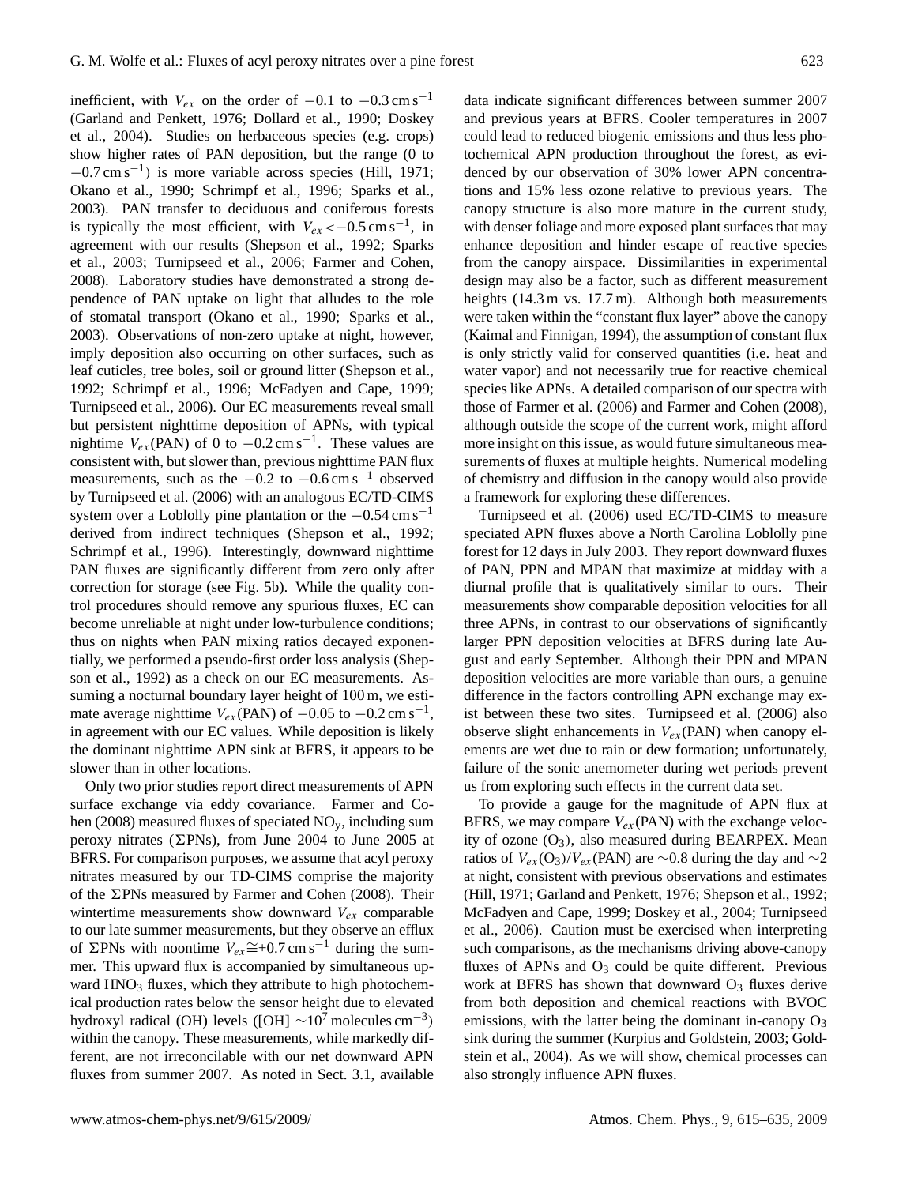inefficient, with $V_{ex}$ on the order of $-0.1$ to $-0.3\,\mathrm{cm\,s^{-1}}$ (Garland and Penkett, 1976; Dollard et al., 1990; Doskey et al., 2004). Studies on herbaceous species (e.g. crops) show higher rates of PAN deposition, but the range (0 to $-0.7\,\mathrm{cm\,s^{-1}}$) is more variable across species (Hill, 1971; Okano et al., 1990; Schrimpf et al., 1996; Sparks et al., 2003). PAN transfer to deciduous and coniferous forests is typically the most efficient, with $V_{ex} < -0.5\,\mathrm{cm\,s^{-1}}$, in agreement with our results (Shepson et al., 1992; Sparks et al., 2003; Turnipseed et al., 2006; Farmer and Cohen, 2008). Laboratory studies have demonstrated a strong dependence of PAN uptake on light that alludes to the role of stomatal transport (Okano et al., 1990; Sparks et al., 2003). Observations of non-zero uptake at night, however, imply deposition also occurring on other surfaces, such as leaf cuticles, tree boles, soil or ground litter (Shepson et al., 1992; Schrimpf et al., 1996; McFadyen and Cape, 1999; Turnipseed et al., 2006). Our EC measurements reveal small but persistent nighttime deposition of APNs, with typical nighttime $V_{ex}$(PAN) of 0 to $-0.2\,\mathrm{cm\,s^{-1}}$. These values are consistent with, but slower than, previous nighttime PAN flux measurements, such as the $-0.2$ to $-0.6\,\mathrm{cm\,s^{-1}}$ observed by Turnipseed et al. (2006) with an analogous EC/TD-CIMS system over a Loblolly pine plantation or the $-0.54\,\mathrm{cm\,s^{-1}}$ derived from indirect techniques (Shepson et al., 1992; Schrimpf et al., 1996). Interestingly, downward nighttime PAN fluxes are significantly different from zero only after correction for storage (see Fig. 5b). While the quality control procedures should remove any spurious fluxes, EC can become unreliable at night under low-turbulence conditions; thus on nights when PAN mixing ratios decayed exponentially, we performed a pseudo-first order loss analysis (Shepson et al., 1992) as a check on our EC measurements. Assuming a nocturnal boundary layer height of 100 m, we estimate average nighttime $V_{ex}$(PAN) of $-0.05$ to $-0.2\,\mathrm{cm\,s^{-1}}$, in agreement with our EC values. While deposition is likely the dominant nighttime APN sink at BFRS, it appears to be slower than in other locations.

Only two prior studies report direct measurements of APN surface exchange via eddy covariance. Farmer and Cohen (2008) measured fluxes of speciated $NO_y$, including sum peroxy nitrates ($\Sigma$PNs), from June 2004 to June 2005 at BFRS. For comparison purposes, we assume that acyl peroxy nitrates measured by our TD-CIMS comprise the majority of the $\Sigma$PNs measured by Farmer and Cohen (2008). Their wintertime measurements show downward $V_{ex}$ comparable to our late summer measurements, but they observe an efflux of $\Sigma$PNs with noontime $V_{ex} \cong +0.7\,\mathrm{cm\,s^{-1}}$ during the summer. This upward flux is accompanied by simultaneous upward $HNO_3$ fluxes, which they attribute to high photochemical production rates below the sensor height due to elevated hydroxyl radical (OH) levels ([OH] $\sim 10^7$ molecules $\mathrm{cm^{-3}}$) within the canopy. These measurements, while markedly different, are not irreconcilable with our net downward APN fluxes from summer 2007. As noted in Sect. 3.1, available data indicate significant differences between summer 2007 and previous years at BFRS. Cooler temperatures in 2007 could lead to reduced biogenic emissions and thus less photochemical APN production throughout the forest, as evidenced by our observation of 30% lower APN concentrations and 15% less ozone relative to previous years. The canopy structure is also more mature in the current study, with denser foliage and more exposed plant surfaces that may enhance deposition and hinder escape of reactive species from the canopy airspace. Dissimilarities in experimental design may also be a factor, such as different measurement heights (14.3 m vs. 17.7 m). Although both measurements were taken within the "constant flux layer" above the canopy (Kaimal and Finnigan, 1994), the assumption of constant flux is only strictly valid for conserved quantities (i.e. heat and water vapor) and not necessarily true for reactive chemical species like APNs. A detailed comparison of our spectra with those of Farmer et al. (2006) and Farmer and Cohen (2008), although outside the scope of the current work, might afford more insight on this issue, as would future simultaneous measurements of fluxes at multiple heights. Numerical modeling of chemistry and diffusion in the canopy would also provide a framework for exploring these differences.

Turnipseed et al. (2006) used EC/TD-CIMS to measure speciated APN fluxes above a North Carolina Loblolly pine forest for 12 days in July 2003. They report downward fluxes of PAN, PPN and MPAN that maximize at midday with a diurnal profile that is qualitatively similar to ours. Their measurements show comparable deposition velocities for all three APNs, in contrast to our observations of significantly larger PPN deposition velocities at BFRS during late August and early September. Although their PPN and MPAN deposition velocities are more variable than ours, a genuine difference in the factors controlling APN exchange may exist between these two sites. Turnipseed et al. (2006) also observe slight enhancements in $V_{ex}$(PAN) when canopy elements are wet due to rain or dew formation; unfortunately, failure of the sonic anemometer during wet periods prevent us from exploring such effects in the current data set.

To provide a gauge for the magnitude of APN flux at BFRS, we may compare $V_{ex}$(PAN) with the exchange velocity of ozone ($O_3$), also measured during BEARPEX. Mean ratios of $V_{ex}(O_3)/V_{ex}$(PAN) are $\sim$0.8 during the day and $\sim$2 at night, consistent with previous observations and estimates (Hill, 1971; Garland and Penkett, 1976; Shepson et al., 1992; McFadyen and Cape, 1999; Doskey et al., 2004; Turnipseed et al., 2006). Caution must be exercised when interpreting such comparisons, as the mechanisms driving above-canopy fluxes of APNs and $O_3$ could be quite different. Previous work at BFRS has shown that downward $O_3$ fluxes derive from both deposition and chemical reactions with BVOC emissions, with the latter being the dominant in-canopy $O_3$ sink during the summer (Kurpius and Goldstein, 2003; Goldstein et al., 2004). As we will show, chemical processes can also strongly influence APN fluxes.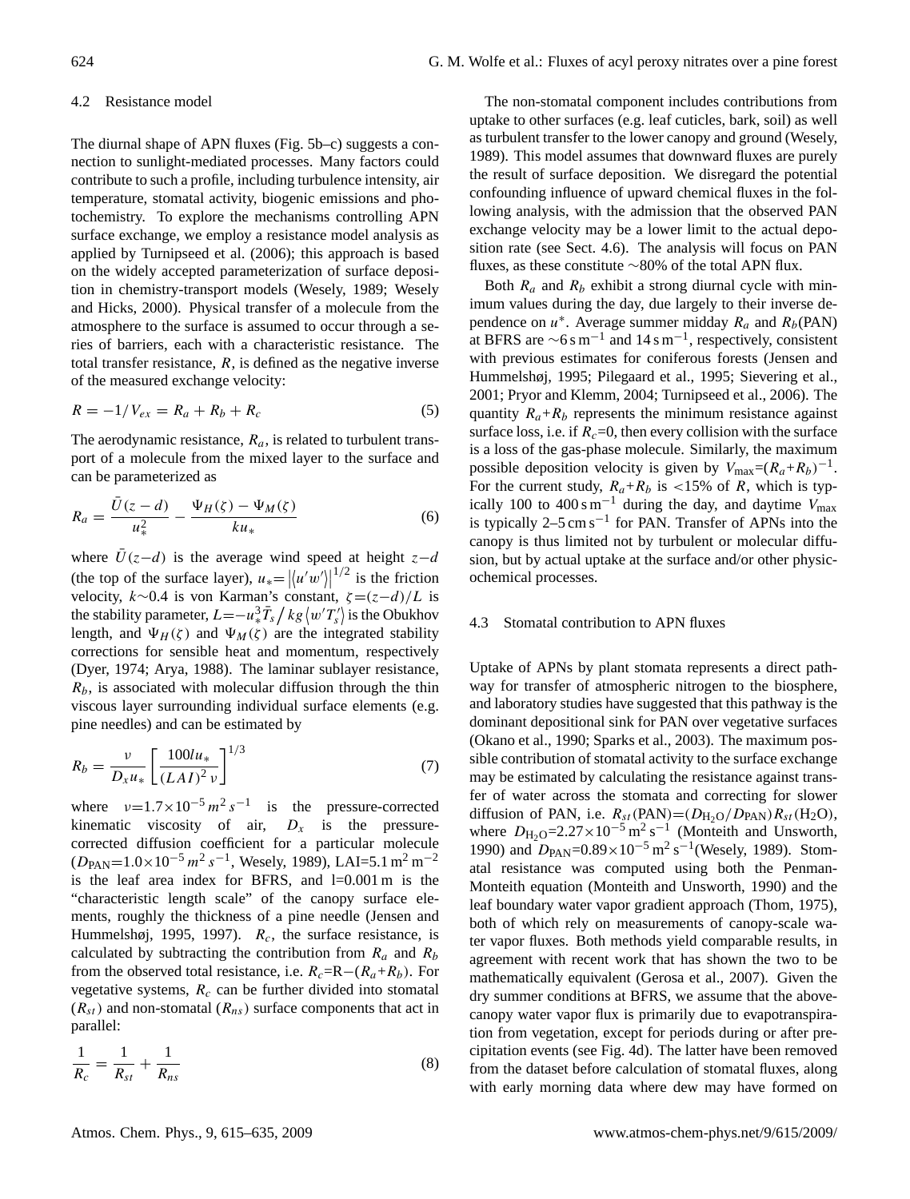### 4.2 Resistance model

The diurnal shape of APN fluxes (Fig. 5b–c) suggests a connection to sunlight-mediated processes. Many factors could contribute to such a profile, including turbulence intensity, air temperature, stomatal activity, biogenic emissions and photochemistry. To explore the mechanisms controlling APN surface exchange, we employ a resistance model analysis as applied by Turnipseed et al. (2006); this approach is based on the widely accepted parameterization of surface deposition in chemistry-transport models (Wesely, 1989; Wesely and Hicks, 2000). Physical transfer of a molecule from the atmosphere to the surface is assumed to occur through a series of barriers, each with a characteristic resistance. The total transfer resistance, $R$, is defined as the negative inverse of the measured exchange velocity:

$$R = -1/V_{ex} = R_a + R_b + R_c \tag{5}$$

The aerodynamic resistance, $R_a$, is related to turbulent transport of a molecule from the mixed layer to the surface and can be parameterized as

$$R_a = \frac{\bar{U}(z-d)}{u_*^2} - \frac{\Psi_H(\zeta) - \Psi_M(\zeta)}{k u_*} \tag{6}$$

where $\bar{U}(z-d)$ is the average wind speed at height $z-d$ (the top of the surface layer), $u_* = \left|\langle u'w' \rangle\right|^{1/2}$ is the friction velocity, $k \sim 0.4$ is von Karman's constant, $\zeta = (z-d)/L$ is the stability parameter, $L = -u_*^3 \bar{T}_s / kg \langle w'T_s' \rangle$ is the Obukhov length, and $\Psi_H(\zeta)$ and $\Psi_M(\zeta)$ are the integrated stability corrections for sensible heat and momentum, respectively (Dyer, 1974; Arya, 1988). The laminar sublayer resistance, $R_b$, is associated with molecular diffusion through the thin viscous layer surrounding individual surface elements (e.g. pine needles) and can be estimated by

$$R_b = \frac{\nu}{D_x u_*} \left[ \frac{100 l u_*}{(LAI)^2 \nu} \right]^{1/3} \tag{7}$$

where $\nu = 1.7 \times 10^{-5}\, m^2\, s^{-1}$ is the pressure-corrected kinematic viscosity of air, $D_x$ is the pressure-corrected diffusion coefficient for a particular molecule ($D_{PAN} = 1.0 \times 10^{-5}\, m^2\, s^{-1}$, Wesely, 1989), LAI=5.1 $m^2\, m^{-2}$ is the leaf area index for BFRS, and l=0.001 m is the "characteristic length scale" of the canopy surface elements, roughly the thickness of a pine needle (Jensen and Hummelshøj, 1995, 1997). $R_c$, the surface resistance, is calculated by subtracting the contribution from $R_a$ and $R_b$ from the observed total resistance, i.e. $R_c = R - (R_a + R_b)$. For vegetative systems, $R_c$ can be further divided into stomatal ($R_{st}$) and non-stomatal ($R_{ns}$) surface components that act in parallel:

$$\frac{1}{R_c} = \frac{1}{R_{st}} + \frac{1}{R_{ns}} \tag{8}$$

The non-stomatal component includes contributions from uptake to other surfaces (e.g. leaf cuticles, bark, soil) as well as turbulent transfer to the lower canopy and ground (Wesely, 1989). This model assumes that downward fluxes are purely the result of surface deposition. We disregard the potential confounding influence of upward chemical fluxes in the following analysis, with the admission that the observed PAN exchange velocity may be a lower limit to the actual deposition rate (see Sect. 4.6). The analysis will focus on PAN fluxes, as these constitute ~80% of the total APN flux.

Both $R_a$ and $R_b$ exhibit a strong diurnal cycle with minimum values during the day, due largely to their inverse dependence on $u^*$. Average summer midday $R_a$ and $R_b$(PAN) at BFRS are ~6 s $m^{-1}$ and 14 s $m^{-1}$, respectively, consistent with previous estimates for coniferous forests (Jensen and Hummelshøj, 1995; Pilegaard et al., 1995; Sievering et al., 2001; Pryor and Klemm, 2004; Turnipseed et al., 2006). The quantity $R_a + R_b$ represents the minimum resistance against surface loss, i.e. if $R_c = 0$, then every collision with the surface is a loss of the gas-phase molecule. Similarly, the maximum possible deposition velocity is given by $V_{max} = (R_a + R_b)^{-1}$. For the current study, $R_a + R_b$ is <15% of $R$, which is typically 100 to 400 s $m^{-1}$ during the day, and daytime $V_{max}$ is typically 2–5 cm $s^{-1}$ for PAN. Transfer of APNs into the canopy is thus limited not by turbulent or molecular diffusion, but by actual uptake at the surface and/or other physicochemical processes.

### 4.3 Stomatal contribution to APN fluxes

Uptake of APNs by plant stomata represents a direct pathway for transfer of atmospheric nitrogen to the biosphere, and laboratory studies have suggested that this pathway is the dominant depositional sink for PAN over vegetative surfaces (Okano et al., 1990; Sparks et al., 2003). The maximum possible contribution of stomatal activity to the surface exchange may be estimated by calculating the resistance against transfer of water across the stomata and correcting for slower diffusion of PAN, i.e. $R_{st}(\mathrm{PAN}) = (D_{H_2O}/D_{PAN}) R_{st}(H_2O)$, where $D_{H_2O} = 2.27 \times 10^{-5}$ $m^2\, s^{-1}$ (Monteith and Unsworth, 1990) and $D_{PAN} = 0.89 \times 10^{-5}$ $m^2\, s^{-1}$ (Wesely, 1989). Stomatal resistance was computed using both the Penman-Monteith equation (Monteith and Unsworth, 1990) and the leaf boundary water vapor gradient approach (Thom, 1975), both of which rely on measurements of canopy-scale water vapor fluxes. Both methods yield comparable results, in agreement with recent work that has shown the two to be mathematically equivalent (Gerosa et al., 2007). Given the dry summer conditions at BFRS, we assume that the above-canopy water vapor flux is primarily due to evapotranspiration from vegetation, except for periods during or after precipitation events (see Fig. 4d). The latter have been removed from the dataset before calculation of stomatal fluxes, along with early morning data where dew may have formed on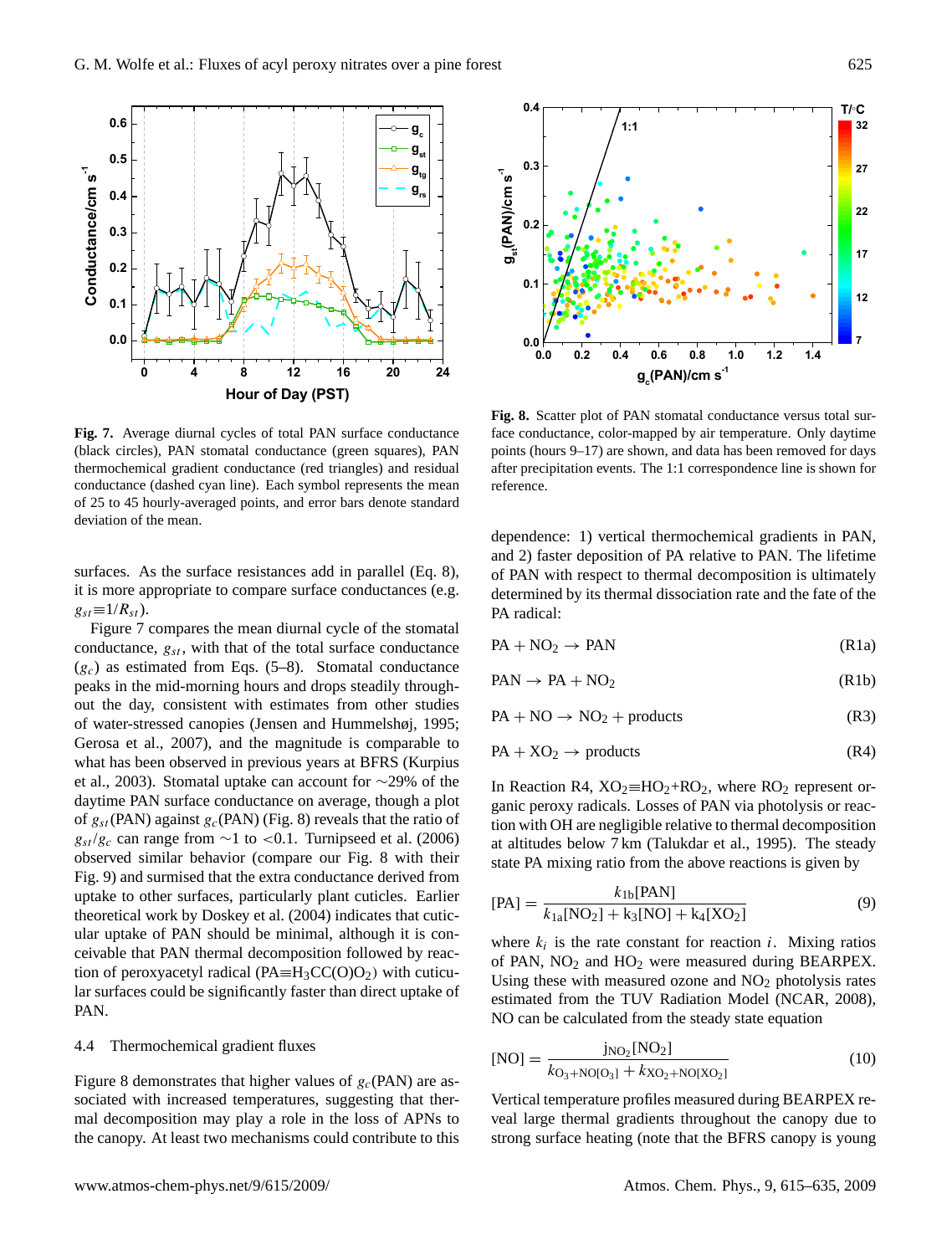**Fig. 7.** Average diurnal cycles of total PAN surface conductance (black circles), PAN stomatal conductance (green squares), PAN thermochemical gradient conductance (red triangles) and residual conductance (dashed cyan line). Each symbol represents the mean of 25 to 45 hourly-averaged points, and error bars denote standard deviation of the mean.

**Fig. 8.** Scatter plot of PAN stomatal conductance versus total surface conductance, color-mapped by air temperature. Only daytime points (hours 9–17) are shown, and data has been removed for days after precipitation events. The 1:1 correspondence line is shown for reference.

surfaces. As the surface resistances add in parallel (Eq. 8), it is more appropriate to compare surface conductances (e.g. $g_{st} \equiv 1/R_{st}$).

Figure 7 compares the mean diurnal cycle of the stomatal conductance, $g_{st}$, with that of the total surface conductance ($g_c$) as estimated from Eqs. (5–8). Stomatal conductance peaks in the mid-morning hours and drops steadily throughout the day, consistent with estimates from other studies of water-stressed canopies (Jensen and Hummelshøj, 1995; Gerosa et al., 2007), and the magnitude is comparable to what has been observed in previous years at BFRS (Kurpius et al., 2003). Stomatal uptake can account for ~29% of the daytime PAN surface conductance on average, though a plot of $g_{st}$(PAN) against $g_c$(PAN) (Fig. 8) reveals that the ratio of $g_{st}/g_c$ can range from ~1 to <0.1. Turnipseed et al. (2006) observed similar behavior (compare our Fig. 8 with their Fig. 9) and surmised that the extra conductance derived from uptake to other surfaces, particularly plant cuticles. Earlier theoretical work by Doskey et al. (2004) indicates that cuticular uptake of PAN should be minimal, although it is conceivable that PAN thermal decomposition followed by reaction of peroxyacetyl radical ($PA \equiv H_3CC(O)O_2$) with cuticular surfaces could be significantly faster than direct uptake of PAN.

### 4.4 Thermochemical gradient fluxes

Figure 8 demonstrates that higher values of $g_c$(PAN) are associated with increased temperatures, suggesting that thermal decomposition may play a role in the loss of APNs to the canopy. At least two mechanisms could contribute to this dependence: 1) vertical thermochemical gradients in PAN, and 2) faster deposition of PA relative to PAN. The lifetime of PAN with respect to thermal decomposition is ultimately determined by its thermal dissociation rate and the fate of the PA radical:

$$PA + NO_2 \rightarrow PAN \tag{R1a}$$

$$PAN \rightarrow PA + NO_2 \tag{R1b}$$

$$PA + NO \rightarrow NO_2 + \text{products} \tag{R3}$$

$$PA + XO_2 \rightarrow \text{products} \tag{R4}$$

In Reaction R4, $XO_2 \equiv HO_2 + RO_2$, where $RO_2$ represent organic peroxy radicals. Losses of PAN via photolysis or reaction with OH are negligible relative to thermal decomposition at altitudes below 7 km (Talukdar et al., 1995). The steady state PA mixing ratio from the above reactions is given by

$$[PA] = \frac{k_{1b}[PAN]}{k_{1a}[NO_2] + k_3[NO] + k_4[XO_2]} \tag{9}$$

where $k_i$ is the rate constant for reaction $i$. Mixing ratios of PAN, $NO_2$ and $HO_2$ were measured during BEARPEX. Using these with measured ozone and $NO_2$ photolysis rates estimated from the TUV Radiation Model (NCAR, 2008), NO can be calculated from the steady state equation

$$[NO] = \frac{j_{NO_2}[NO_2]}{k_{O_3+NO[O_3]} + k_{XO_2+NO[XO_2]}} \tag{10}$$

Vertical temperature profiles measured during BEARPEX reveal large thermal gradients throughout the canopy due to strong surface heating (note that the BFRS canopy is young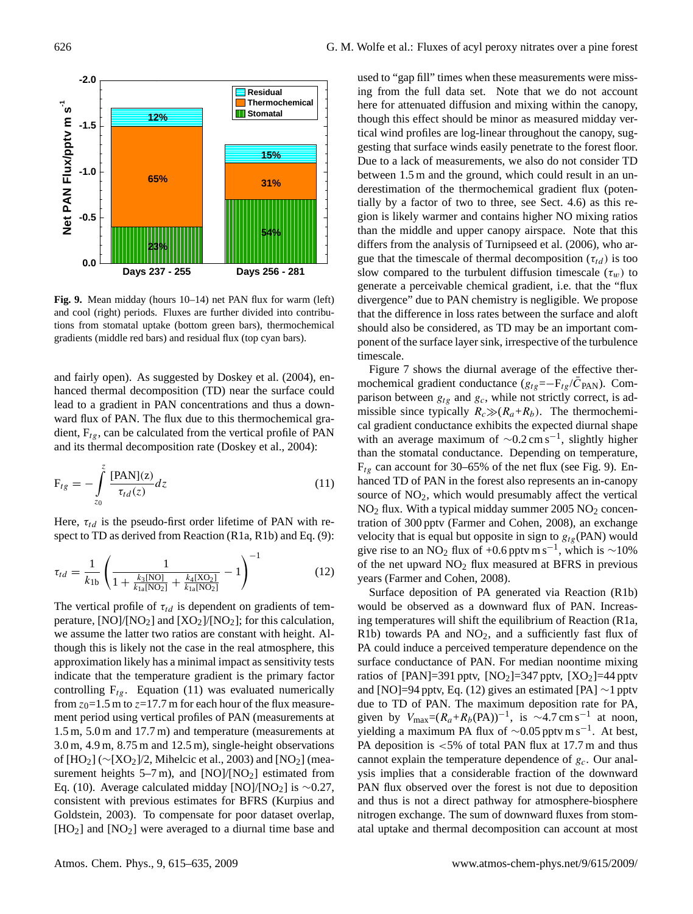-2.0
-1.5
-1.0
-0.5
0.0

Net PAN Flux/pptv m s$^{-1}$

Residual
Thermochemical
Stomatal

12%
65%
23%
15%
31%
54%

Days 237 - 255
Days 256 - 281

**Fig. 9.** Mean midday (hours 10–14) net PAN flux for warm (left) and cool (right) periods. Fluxes are further divided into contributions from stomatal uptake (bottom green bars), thermochemical gradients (middle red bars) and residual flux (top cyan bars).

and fairly open). As suggested by Doskey et al. (2004), enhanced thermal decomposition (TD) near the surface could lead to a gradient in PAN concentrations and thus a downward flux of PAN. The flux due to this thermochemical gradient, $F_{tg}$, can be calculated from the vertical profile of PAN and its thermal decomposition rate (Doskey et al., 2004):

$$F_{tg} = -\int_{z_0}^{z} \frac{[\text{PAN}](z)}{\tau_{td}(z)} dz \tag{11}$$

Here, $\tau_{td}$ is the pseudo-first order lifetime of PAN with respect to TD as derived from Reaction (R1a, R1b) and Eq. (9):

$$\tau_{td} = \frac{1}{k_{1b}} \left( \frac{1}{1 + \frac{k_3[\text{NO}]}{k_{1a}[\text{NO}_2]} + \frac{k_4[\text{XO}_2]}{k_{1a}[\text{NO}_2]}} - 1 \right)^{-1} \tag{12}$$

The vertical profile of $\tau_{td}$ is dependent on gradients of temperature, $[NO]/[NO_2]$ and $[XO_2]/[NO_2]$; for this calculation, we assume the latter two ratios are constant with height. Although this is likely not the case in the real atmosphere, this approximation likely has a minimal impact as sensitivity tests indicate that the temperature gradient is the primary factor controlling $F_{tg}$. Equation (11) was evaluated numerically from $z_0$=1.5 m to $z$=17.7 m for each hour of the flux measurement period using vertical profiles of PAN (measurements at 1.5 m, 5.0 m and 17.7 m) and temperature (measurements at 3.0 m, 4.9 m, 8.75 m and 12.5 m), single-height observations of $[HO_2]$ ($\sim[XO_2]/2$, Mihelcic et al., 2003) and $[NO_2]$ (measurement heights 5–7 m), and $[NO]/[NO_2]$ estimated from Eq. (10). Average calculated midday $[NO]/[NO_2]$ is $\sim$0.27, consistent with previous estimates for BFRS (Kurpius and Goldstein, 2003). To compensate for poor dataset overlap, $[HO_2]$ and $[NO_2]$ were averaged to a diurnal time base and used to "gap fill" times when these measurements were missing from the full data set. Note that we do not account here for attenuated diffusion and mixing within the canopy, though this effect should be minor as measured midday vertical wind profiles are log-linear throughout the canopy, suggesting that surface winds easily penetrate to the forest floor. Due to a lack of measurements, we also do not consider TD between 1.5 m and the ground, which could result in an underestimation of the thermochemical gradient flux (potentially by a factor of two to three, see Sect. 4.6) as this region is likely warmer and contains higher NO mixing ratios than the middle and upper canopy airspace. Note that this differs from the analysis of Turnipseed et al. (2006), who argue that the timescale of thermal decomposition ($\tau_{td}$) is too slow compared to the turbulent diffusion timescale ($\tau_w$) to generate a perceivable chemical gradient, i.e. that the "flux divergence" due to PAN chemistry is negligible. We propose that the difference in loss rates between the surface and aloft should also be considered, as TD may be an important component of the surface layer sink, irrespective of the turbulence timescale.

Figure 7 shows the diurnal average of the effective thermochemical gradient conductance ($g_{tg}=-F_{tg}/\bar{C}_{\text{PAN}}$). Comparison between $g_{tg}$ and $g_c$, while not strictly correct, is admissible since typically $R_c \gg (R_a+R_b)$. The thermochemical gradient conductance exhibits the expected diurnal shape with an average maximum of $\sim$0.2 cm s$^{-1}$, slightly higher than the stomatal conductance. Depending on temperature, $F_{tg}$ can account for 30–65% of the net flux (see Fig. 9). Enhanced TD of PAN in the forest also represents an in-canopy source of $NO_2$, which would presumably affect the vertical $NO_2$ flux. With a typical midday summer 2005 $NO_2$ concentration of 300 pptv (Farmer and Cohen, 2008), an exchange velocity that is equal but opposite in sign to $g_{tg}$(PAN) would give rise to an $NO_2$ flux of +0.6 pptv m s$^{-1}$, which is $\sim$10% of the net upward $NO_2$ flux measured at BFRS in previous years (Farmer and Cohen, 2008).

Surface deposition of PA generated via Reaction (R1b) would be observed as a downward flux of PAN. Increasing temperatures will shift the equilibrium of Reaction (R1a, R1b) towards PA and $NO_2$, and a sufficiently fast flux of PA could induce a perceived temperature dependence on the surface conductance of PAN. For median noontime mixing ratios of [PAN]=391 pptv, $[NO_2]$=347 pptv, $[XO_2]$=44 pptv and [NO]=94 pptv, Eq. (12) gives an estimated [PA] $\sim$1 pptv due to TD of PAN. The maximum deposition rate for PA, given by $V_{\text{max}}=(R_a+R_b(\text{PA}))^{-1}$, is $\sim$4.7 cm s$^{-1}$ at noon, yielding a maximum PA flux of $\sim$0.05 pptv m s$^{-1}$. At best, PA deposition is <5% of total PAN flux at 17.7 m and thus cannot explain the temperature dependence of $g_c$. Our analysis implies that a considerable fraction of the downward PAN flux observed over the forest is not due to deposition and thus is not a direct pathway for atmosphere-biosphere nitrogen exchange. The sum of downward fluxes from stomatal uptake and thermal decomposition can account at most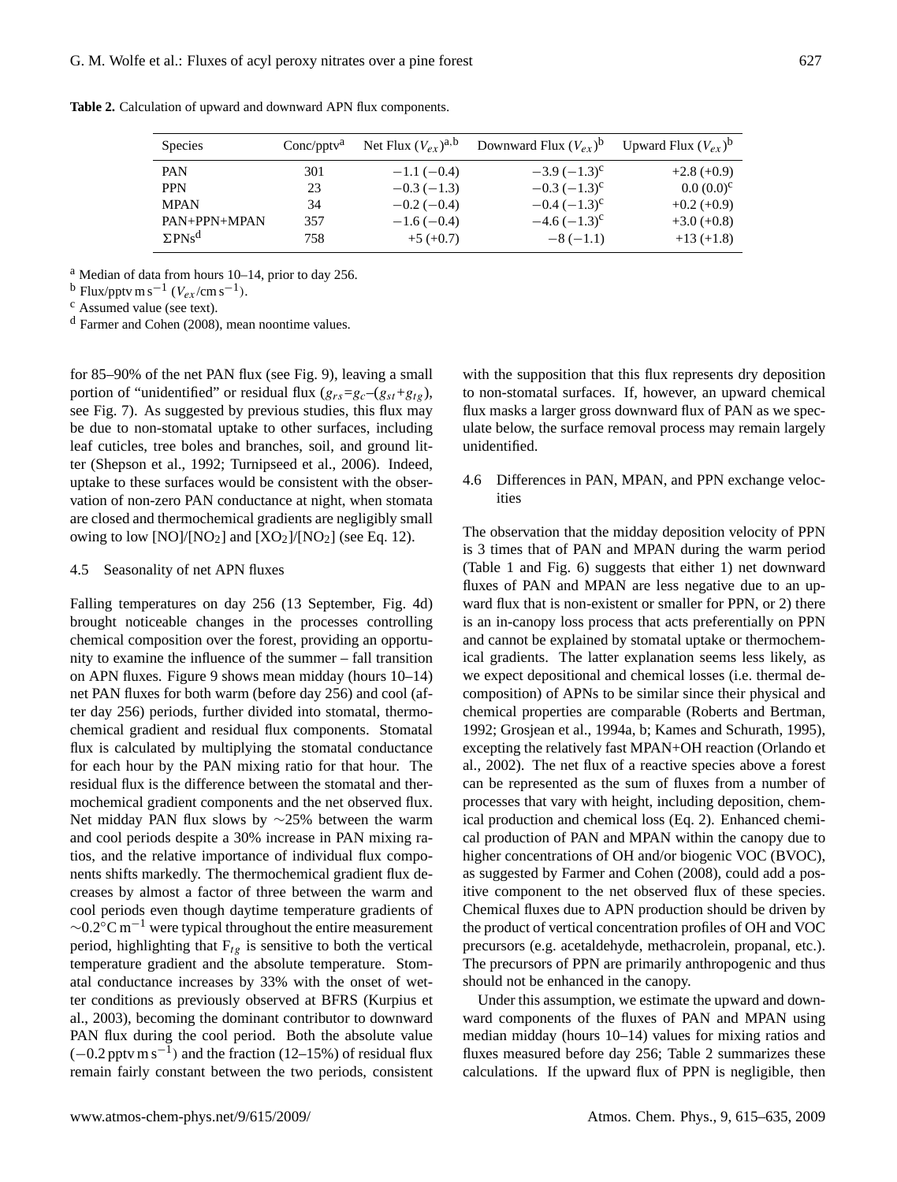**Table 2.** Calculation of upward and downward APN flux components.

| Species | Conc/pptv[a] | Net Flux ($V_{ex}$)[a,b] | Downward Flux ($V_{ex}$)[b] | Upward Flux ($V_{ex}$)[b] |
|---|---|---|---|---|
| PAN | 301 | −1.1 (−0.4) | −3.9 (−1.3)[c] | +2.8 (+0.9) |
| PPN | 23 | −0.3 (−1.3) | −0.3 (−1.3)[c] | 0.0 (0.0)[c] |
| MPAN | 34 | −0.2 (−0.4) | −0.4 (−1.3)[c] | +0.2 (+0.9) |
| PAN+PPN+MPAN | 357 | −1.6 (−0.4) | −4.6 (−1.3)[c] | +3.0 (+0.8) |
| ΣPNs[d] | 758 | +5 (+0.7) | −8 (−1.1) | +13 (+1.8) |

[a] Median of data from hours 10–14, prior to day 256.
[b] Flux/pptv m s$^{-1}$ ($V_{ex}$/cm s$^{-1}$).
[c] Assumed value (see text).
[d] Farmer and Cohen (2008), mean noontime values.

for 85–90% of the net PAN flux (see Fig. 9), leaving a small portion of "unidentified" or residual flux ($g_{rs}=g_c-(g_{st}+g_{tg})$, see Fig. 7). As suggested by previous studies, this flux may be due to non-stomatal uptake to other surfaces, including leaf cuticles, tree boles and branches, soil, and ground litter (Shepson et al., 1992; Turnipseed et al., 2006). Indeed, uptake to these surfaces would be consistent with the observation of non-zero PAN conductance at night, when stomata are closed and thermochemical gradients are negligibly small owing to low [NO]/[$NO_2$] and [$XO_2$]/[$NO_2$] (see Eq. 12).

### 4.5 Seasonality of net APN fluxes

Falling temperatures on day 256 (13 September, Fig. 4d) brought noticeable changes in the processes controlling chemical composition over the forest, providing an opportunity to examine the influence of the summer – fall transition on APN fluxes. Figure 9 shows mean midday (hours 10–14) net PAN fluxes for both warm (before day 256) and cool (after day 256) periods, further divided into stomatal, thermochemical gradient and residual flux components. Stomatal flux is calculated by multiplying the stomatal conductance for each hour by the PAN mixing ratio for that hour. The residual flux is the difference between the stomatal and thermochemical gradient components and the net observed flux. Net midday PAN flux slows by ∼25% between the warm and cool periods despite a 30% increase in PAN mixing ratios, and the relative importance of individual flux components shifts markedly. The thermochemical gradient flux decreases by almost a factor of three between the warm and cool periods even though daytime temperature gradients of ∼0.2°C m$^{-1}$ were typical throughout the entire measurement period, highlighting that $F_{tg}$ is sensitive to both the vertical temperature gradient and the absolute temperature. Stomatal conductance increases by 33% with the onset of wetter conditions as previously observed at BFRS (Kurpius et al., 2003), becoming the dominant contributor to downward PAN flux during the cool period. Both the absolute value (−0.2 pptv m s$^{-1}$) and the fraction (12–15%) of residual flux remain fairly constant between the two periods, consistent with the supposition that this flux represents dry deposition to non-stomatal surfaces. If, however, an upward chemical flux masks a larger gross downward flux of PAN as we speculate below, the surface removal process may remain largely unidentified.

### 4.6 Differences in PAN, MPAN, and PPN exchange velocities

The observation that the midday deposition velocity of PPN is 3 times that of PAN and MPAN during the warm period (Table 1 and Fig. 6) suggests that either 1) net downward fluxes of PAN and MPAN are less negative due to an upward flux that is non-existent or smaller for PPN, or 2) there is an in-canopy loss process that acts preferentially on PPN and cannot be explained by stomatal uptake or thermochemical gradients. The latter explanation seems less likely, as we expect depositional and chemical losses (i.e. thermal decomposition) of APNs to be similar since their physical and chemical properties are comparable (Roberts and Bertman, 1992; Grosjean et al., 1994a, b; Kames and Schurath, 1995), excepting the relatively fast MPAN+OH reaction (Orlando et al., 2002). The net flux of a reactive species above a forest can be represented as the sum of fluxes from a number of processes that vary with height, including deposition, chemical production and chemical loss (Eq. 2). Enhanced chemical production of PAN and MPAN within the canopy due to higher concentrations of OH and/or biogenic VOC (BVOC), as suggested by Farmer and Cohen (2008), could add a positive component to the net observed flux of these species. Chemical fluxes due to APN production should be driven by the product of vertical concentration profiles of OH and VOC precursors (e.g. acetaldehyde, methacrolein, propanal, etc.). The precursors of PPN are primarily anthropogenic and thus should not be enhanced in the canopy.

Under this assumption, we estimate the upward and downward components of the fluxes of PAN and MPAN using median midday (hours 10–14) values for mixing ratios and fluxes measured before day 256; Table 2 summarizes these calculations. If the upward flux of PPN is negligible, then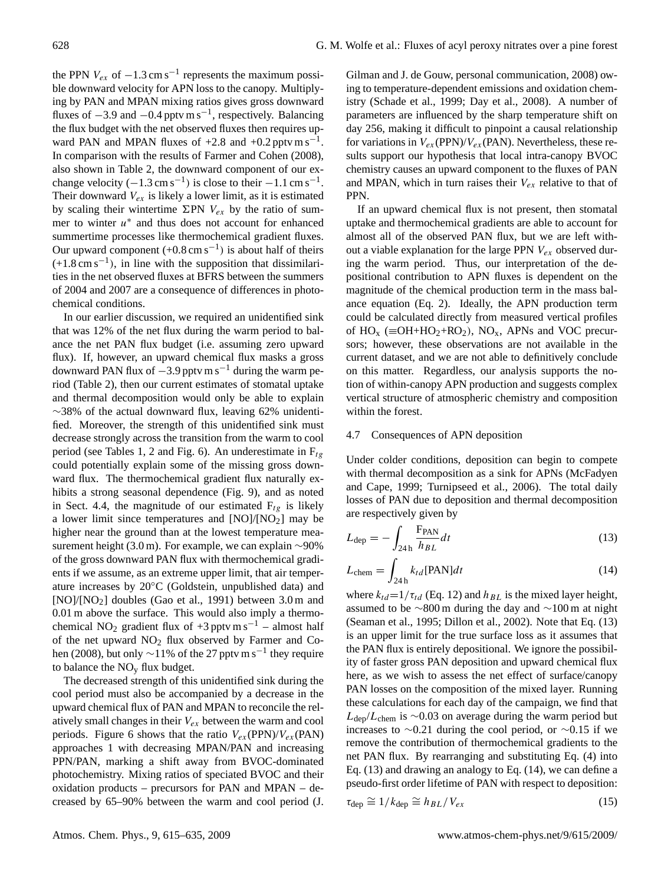the PPN $V_{ex}$ of $-1.3\,\mathrm{cm\,s^{-1}}$ represents the maximum possible downward velocity for APN loss to the canopy. Multiplying by PAN and MPAN mixing ratios gives gross downward fluxes of $-3.9$ and $-0.4\,\mathrm{pptv\,m\,s^{-1}}$, respectively. Balancing the flux budget with the net observed fluxes then requires upward PAN and MPAN fluxes of $+2.8$ and $+0.2\,\mathrm{pptv\,m\,s^{-1}}$. In comparison with the results of Farmer and Cohen (2008), also shown in Table 2, the downward component of our exchange velocity ($-1.3\,\mathrm{cm\,s^{-1}}$) is close to their $-1.1\,\mathrm{cm\,s^{-1}}$. Their downward $V_{ex}$ is likely a lower limit, as it is estimated by scaling their wintertime $\Sigma$PN $V_{ex}$ by the ratio of summer to winter $u^*$ and thus does not account for enhanced summertime processes like thermochemical gradient fluxes. Our upward component ($+0.8\,\mathrm{cm\,s^{-1}}$) is about half of theirs ($+1.8\,\mathrm{cm\,s^{-1}}$), in line with the supposition that dissimilarities in the net observed fluxes at BFRS between the summers of 2004 and 2007 are a consequence of differences in photochemical conditions.

In our earlier discussion, we required an unidentified sink that was 12% of the net flux during the warm period to balance the net PAN flux budget (i.e. assuming zero upward flux). If, however, an upward chemical flux masks a gross downward PAN flux of $-3.9\,\mathrm{pptv\,m\,s^{-1}}$ during the warm period (Table 2), then our current estimates of stomatal uptake and thermal decomposition would only be able to explain ~38% of the actual downward flux, leaving 62% unidentified. Moreover, the strength of this unidentified sink must decrease strongly across the transition from the warm to cool period (see Tables 1, 2 and Fig. 6). An underestimate in $F_{tg}$ could potentially explain some of the missing gross downward flux. The thermochemical gradient flux naturally exhibits a strong seasonal dependence (Fig. 9), and as noted in Sect. 4.4, the magnitude of our estimated $F_{tg}$ is likely a lower limit since temperatures and [NO]/[$NO_2$] may be higher near the ground than at the lowest temperature measurement height (3.0 m). For example, we can explain ~90% of the gross downward PAN flux with thermochemical gradients if we assume, as an extreme upper limit, that air temperature increases by 20°C (Goldstein, unpublished data) and [NO]/[$NO_2$] doubles (Gao et al., 1991) between 3.0 m and 0.01 m above the surface. This would also imply a thermochemical $NO_2$ gradient flux of $+3\,\mathrm{pptv\,m\,s^{-1}}$ – almost half of the net upward $NO_2$ flux observed by Farmer and Cohen (2008), but only ~11% of the $27\,\mathrm{pptv\,m\,s^{-1}}$ they require to balance the $NO_y$ flux budget.

The decreased strength of this unidentified sink during the cool period must also be accompanied by a decrease in the upward chemical flux of PAN and MPAN to reconcile the relatively small changes in their $V_{ex}$ between the warm and cool periods. Figure 6 shows that the ratio $V_{ex}$(PPN)/$V_{ex}$(PAN) approaches 1 with decreasing MPAN/PAN and increasing PPN/PAN, marking a shift away from BVOC-dominated photochemistry. Mixing ratios of speciated BVOC and their oxidation products – precursors for PAN and MPAN – decreased by 65–90% between the warm and cool period (J. Gilman and J. de Gouw, personal communication, 2008) owing to temperature-dependent emissions and oxidation chemistry (Schade et al., 1999; Day et al., 2008). A number of parameters are influenced by the sharp temperature shift on day 256, making it difficult to pinpoint a causal relationship for variations in $V_{ex}$(PPN)/$V_{ex}$(PAN). Nevertheless, these results support our hypothesis that local intra-canopy BVOC chemistry causes an upward component to the fluxes of PAN and MPAN, which in turn raises their $V_{ex}$ relative to that of PPN.

If an upward chemical flux is not present, then stomatal uptake and thermochemical gradients are able to account for almost all of the observed PAN flux, but we are left without a viable explanation for the large PPN $V_{ex}$ observed during the warm period. Thus, our interpretation of the depositional contribution to APN fluxes is dependent on the magnitude of the chemical production term in the mass balance equation (Eq. 2). Ideally, the APN production term could be calculated directly from measured vertical profiles of $HO_x$ ($\equiv$OH+$HO_2$+$RO_2$), $NO_x$, APNs and VOC precursors; however, these observations are not available in the current dataset, and we are not able to definitively conclude on this matter. Regardless, our analysis supports the notion of within-canopy APN production and suggests complex vertical structure of atmospheric chemistry and composition within the forest.

### 4.7 Consequences of APN deposition

Under colder conditions, deposition can begin to compete with thermal decomposition as a sink for APNs (McFadyen and Cape, 1999; Turnipseed et al., 2006). The total daily losses of PAN due to deposition and thermal decomposition are respectively given by

$$L_{\mathrm{dep}} = -\int_{24\,\mathrm{h}} \frac{F_{\mathrm{PAN}}}{h_{BL}} dt \tag{13}$$

$$L_{\mathrm{chem}} = \int_{24\,\mathrm{h}} k_{td}[\mathrm{PAN}] dt \tag{14}$$

where $k_{td}$=$1/\tau_{td}$ (Eq. 12) and $h_{BL}$ is the mixed layer height, assumed to be ~800 m during the day and ~100 m at night (Seaman et al., 1995; Dillon et al., 2002). Note that Eq. (13) is an upper limit for the true surface loss as it assumes that the PAN flux is entirely depositional. We ignore the possibility of faster gross PAN deposition and upward chemical flux here, as we wish to assess the net effect of surface/canopy PAN losses on the composition of the mixed layer. Running these calculations for each day of the campaign, we find that $L_{\mathrm{dep}}/L_{\mathrm{chem}}$ is ~0.03 on average during the warm period but increases to ~0.21 during the cool period, or ~0.15 if we remove the contribution of thermochemical gradients to the net PAN flux. By rearranging and substituting Eq. (4) into Eq. (13) and drawing an analogy to Eq. (14), we can define a pseudo-first order lifetime of PAN with respect to deposition:

$$\tau_{\mathrm{dep}} \cong 1/k_{\mathrm{dep}} \cong h_{BL}/V_{ex} \tag{15}$$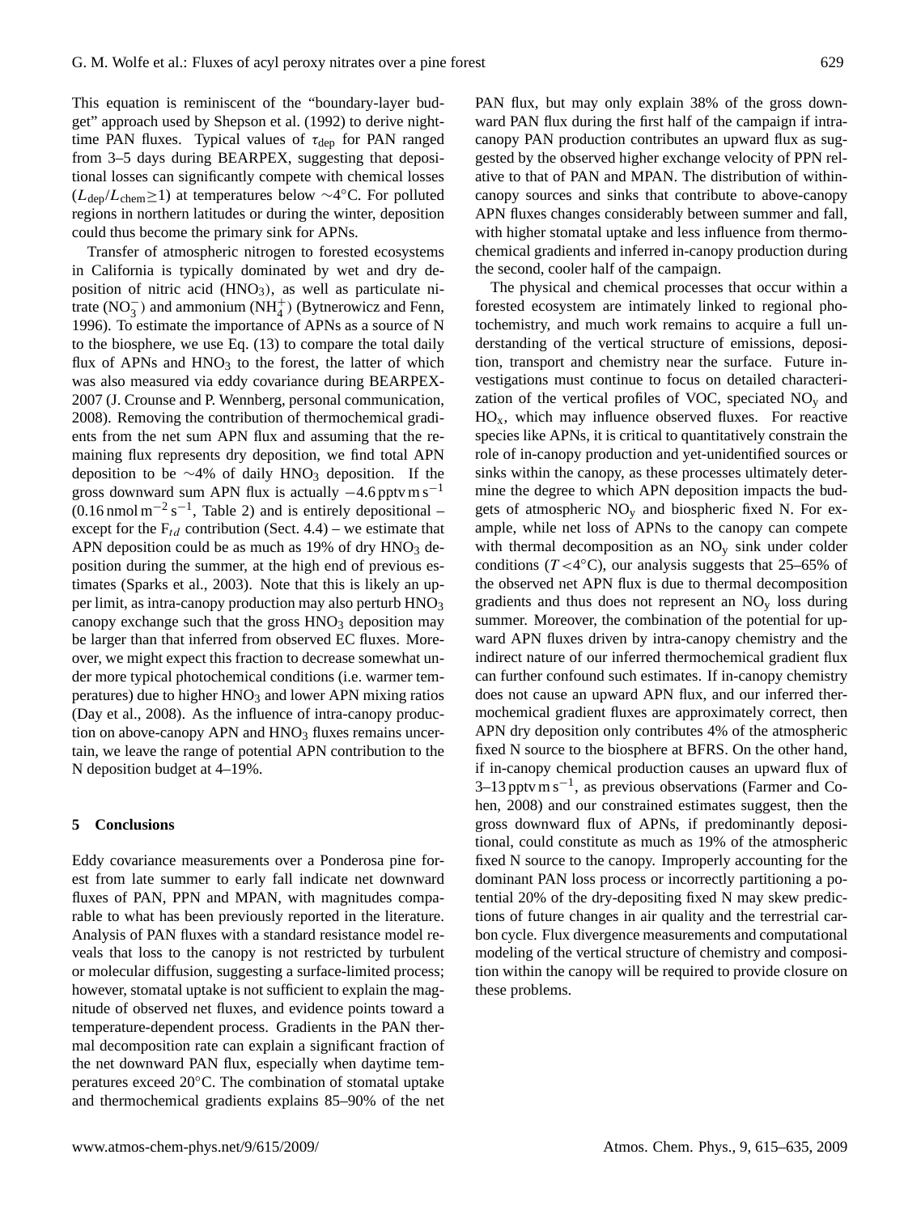This equation is reminiscent of the "boundary-layer budget" approach used by Shepson et al. (1992) to derive nighttime PAN fluxes. Typical values of $\tau_{dep}$ for PAN ranged from 3–5 days during BEARPEX, suggesting that depositional losses can significantly compete with chemical losses ($L_{dep}/L_{chem} \geq 1$) at temperatures below $\sim 4°C$. For polluted regions in northern latitudes or during the winter, deposition could thus become the primary sink for APNs.

Transfer of atmospheric nitrogen to forested ecosystems in California is typically dominated by wet and dry deposition of nitric acid ($HNO_3$), as well as particulate nitrate ($NO_3^-$) and ammonium ($NH_4^+$) (Bytnerowicz and Fenn, 1996). To estimate the importance of APNs as a source of N to the biosphere, we use Eq. (13) to compare the total daily flux of APNs and $HNO_3$ to the forest, the latter of which was also measured via eddy covariance during BEARPEX-2007 (J. Crounse and P. Wennberg, personal communication, 2008). Removing the contribution of thermochemical gradients from the net sum APN flux and assuming that the remaining flux represents dry deposition, we find total APN deposition to be $\sim$4% of daily $HNO_3$ deposition. If the gross downward sum APN flux is actually $-4.6\,\mathrm{pptv\,m\,s^{-1}}$ ($0.16\,\mathrm{nmol\,m^{-2}\,s^{-1}}$, Table 2) and is entirely depositional – except for the $F_{td}$ contribution (Sect. 4.4) – we estimate that APN deposition could be as much as 19% of dry $HNO_3$ deposition during the summer, at the high end of previous estimates (Sparks et al., 2003). Note that this is likely an upper limit, as intra-canopy production may also perturb $HNO_3$ canopy exchange such that the gross $HNO_3$ deposition may be larger than that inferred from observed EC fluxes. Moreover, we might expect this fraction to decrease somewhat under more typical photochemical conditions (i.e. warmer temperatures) due to higher $HNO_3$ and lower APN mixing ratios (Day et al., 2008). As the influence of intra-canopy production on above-canopy APN and $HNO_3$ fluxes remains uncertain, we leave the range of potential APN contribution to the N deposition budget at 4–19%.

## 5 Conclusions

Eddy covariance measurements over a Ponderosa pine forest from late summer to early fall indicate net downward fluxes of PAN, PPN and MPAN, with magnitudes comparable to what has been previously reported in the literature. Analysis of PAN fluxes with a standard resistance model reveals that loss to the canopy is not restricted by turbulent or molecular diffusion, suggesting a surface-limited process; however, stomatal uptake is not sufficient to explain the magnitude of observed net fluxes, and evidence points toward a temperature-dependent process. Gradients in the PAN thermal decomposition rate can explain a significant fraction of the net downward PAN flux, especially when daytime temperatures exceed 20°C. The combination of stomatal uptake and thermochemical gradients explains 85–90% of the net PAN flux, but may only explain 38% of the gross downward PAN flux during the first half of the campaign if intra-canopy PAN production contributes an upward flux as suggested by the observed higher exchange velocity of PPN relative to that of PAN and MPAN. The distribution of within-canopy sources and sinks that contribute to above-canopy APN fluxes changes considerably between summer and fall, with higher stomatal uptake and less influence from thermochemical gradients and inferred in-canopy production during the second, cooler half of the campaign.

The physical and chemical processes that occur within a forested ecosystem are intimately linked to regional photochemistry, and much work remains to acquire a full understanding of the vertical structure of emissions, deposition, transport and chemistry near the surface. Future investigations must continue to focus on detailed characterization of the vertical profiles of VOC, speciated $NO_y$ and $HO_x$, which may influence observed fluxes. For reactive species like APNs, it is critical to quantitatively constrain the role of in-canopy production and yet-unidentified sources or sinks within the canopy, as these processes ultimately determine the degree to which APN deposition impacts the budgets of atmospheric $NO_y$ and biospheric fixed N. For example, while net loss of APNs to the canopy can compete with thermal decomposition as an $NO_y$ sink under colder conditions ($T < 4°C$), our analysis suggests that 25–65% of the observed net APN flux is due to thermal decomposition gradients and thus does not represent an $NO_y$ loss during summer. Moreover, the combination of the potential for upward APN fluxes driven by intra-canopy chemistry and the indirect nature of our inferred thermochemical gradient flux can further confound such estimates. If in-canopy chemistry does not cause an upward APN flux, and our inferred thermochemical gradient fluxes are approximately correct, then APN dry deposition only contributes 4% of the atmospheric fixed N source to the biosphere at BFRS. On the other hand, if in-canopy chemical production causes an upward flux of $3\text{–}13\,\mathrm{pptv\,m\,s^{-1}}$, as previous observations (Farmer and Cohen, 2008) and our constrained estimates suggest, then the gross downward flux of APNs, if predominantly depositional, could constitute as much as 19% of the atmospheric fixed N source to the canopy. Improperly accounting for the dominant PAN loss process or incorrectly partitioning a potential 20% of the dry-depositing fixed N may skew predictions of future changes in air quality and the terrestrial carbon cycle. Flux divergence measurements and computational modeling of the vertical structure of chemistry and composition within the canopy will be required to provide closure on these problems.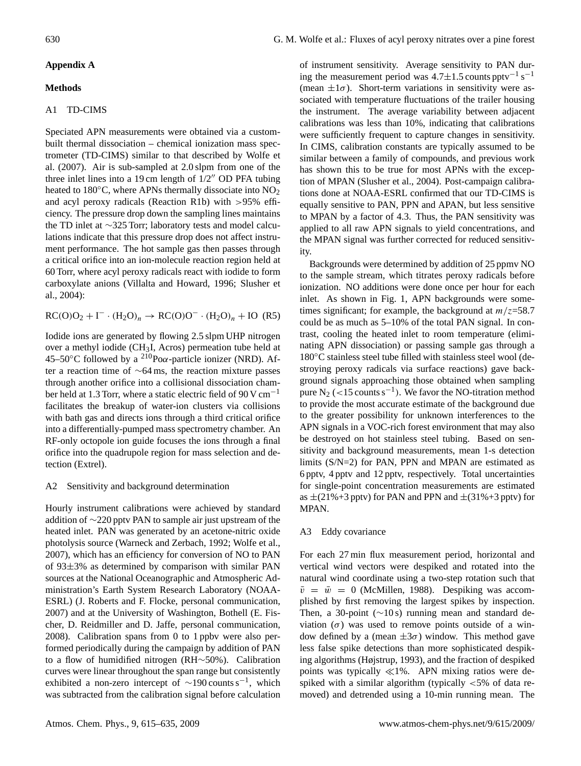## Appendix A

## Methods

### A1 TD-CIMS

Speciated APN measurements were obtained via a custom-built thermal dissociation – chemical ionization mass spectrometer (TD-CIMS) similar to that described by Wolfe et al. (2007). Air is sub-sampled at 2.0 slpm from one of the three inlet lines into a 19 cm length of 1/2″ OD PFA tubing heated to 180°C, where APNs thermally dissociate into $NO_2$ and acyl peroxy radicals (Reaction R1b) with >95% efficiency. The pressure drop down the sampling lines maintains the TD inlet at ∼325 Torr; laboratory tests and model calculations indicate that this pressure drop does not affect instrument performance. The hot sample gas then passes through a critical orifice into an ion-molecule reaction region held at 60 Torr, where acyl peroxy radicals react with iodide to form carboxylate anions (Villalta and Howard, 1996; Slusher et al., 2004):

$$RC(O)O_2 + I^- \cdot (H_2O)_n \rightarrow RC(O)O^- \cdot (H_2O)_n + IO \quad \text{(R5)}$$

Iodide ions are generated by flowing 2.5 slpm UHP nitrogen over a methyl iodide ($CH_3I$, Acros) permeation tube held at 45–50°C followed by a $^{210}$Po$\alpha$-particle ionizer (NRD). After a reaction time of ∼64 ms, the reaction mixture passes through another orifice into a collisional dissociation chamber held at 1.3 Torr, where a static electric field of 90 V cm$^{-1}$ facilitates the breakup of water-ion clusters via collisions with bath gas and directs ions through a third critical orifice into a differentially-pumped mass spectrometry chamber. An RF-only octopole ion guide focuses the ions through a final orifice into the quadrupole region for mass selection and detection (Extrel).

### A2 Sensitivity and background determination

Hourly instrument calibrations were achieved by standard addition of ∼220 pptv PAN to sample air just upstream of the heated inlet. PAN was generated by an acetone-nitric oxide photolysis source (Warneck and Zerbach, 1992; Wolfe et al., 2007), which has an efficiency for conversion of NO to PAN of 93±3% as determined by comparison with similar PAN sources at the National Oceanographic and Atmospheric Administration's Earth System Research Laboratory (NOAA-ESRL) (J. Roberts and F. Flocke, personal communication, 2007) and at the University of Washington, Bothell (E. Fischer, D. Reidmiller and D. Jaffe, personal communication, 2008). Calibration spans from 0 to 1 ppbv were also performed periodically during the campaign by addition of PAN to a flow of humidified nitrogen (RH∼50%). Calibration curves were linear throughout the span range but consistently exhibited a non-zero intercept of ∼190 counts s$^{-1}$, which was subtracted from the calibration signal before calculation of instrument sensitivity. Average sensitivity to PAN during the measurement period was 4.7±1.5 counts pptv$^{-1}$ s$^{-1}$ (mean $\pm 1\sigma$). Short-term variations in sensitivity were associated with temperature fluctuations of the trailer housing the instrument. The average variability between adjacent calibrations was less than 10%, indicating that calibrations were sufficiently frequent to capture changes in sensitivity. In CIMS, calibration constants are typically assumed to be similar between a family of compounds, and previous work has shown this to be true for most APNs with the exception of MPAN (Slusher et al., 2004). Post-campaign calibrations done at NOAA-ESRL confirmed that our TD-CIMS is equally sensitive to PAN, PPN and APAN, but less sensitive to MPAN by a factor of 4.3. Thus, the PAN sensitivity was applied to all raw APN signals to yield concentrations, and the MPAN signal was further corrected for reduced sensitivity.

Backgrounds were determined by addition of 25 ppmv NO to the sample stream, which titrates peroxy radicals before ionization. NO additions were done once per hour for each inlet. As shown in Fig. 1, APN backgrounds were sometimes significant; for example, the background at $m/z$=58.7 could be as much as 5–10% of the total PAN signal. In contrast, cooling the heated inlet to room temperature (eliminating APN dissociation) or passing sample gas through a 180°C stainless steel tube filled with stainless steel wool (destroying peroxy radicals via surface reactions) gave background signals approaching those obtained when sampling pure $N_2$ (<15 counts s$^{-1}$). We favor the NO-titration method to provide the most accurate estimate of the background due to the greater possibility for unknown interferences to the APN signals in a VOC-rich forest environment that may also be destroyed on hot stainless steel tubing. Based on sensitivity and background measurements, mean 1-s detection limits (S/N=2) for PAN, PPN and MPAN are estimated as 6 pptv, 4 pptv and 12 pptv, respectively. Total uncertainties for single-point concentration measurements are estimated as ±(21%+3 pptv) for PAN and PPN and ±(31%+3 pptv) for MPAN.

### A3 Eddy covariance

For each 27 min flux measurement period, horizontal and vertical wind vectors were despiked and rotated into the natural wind coordinate using a two-step rotation such that $\bar{v} = \bar{w} = 0$ (McMillen, 1988). Despiking was accomplished by first removing the largest spikes by inspection. Then, a 30-point (∼10 s) running mean and standard deviation ($\sigma$) was used to remove points outside of a window defined by a (mean $\pm 3\sigma$) window. This method gave less false spike detections than more sophisticated despiking algorithms (Højstrup, 1993), and the fraction of despiked points was typically ≪1%. APN mixing ratios were despiked with a similar algorithm (typically <5% of data removed) and detrended using a 10-min running mean. The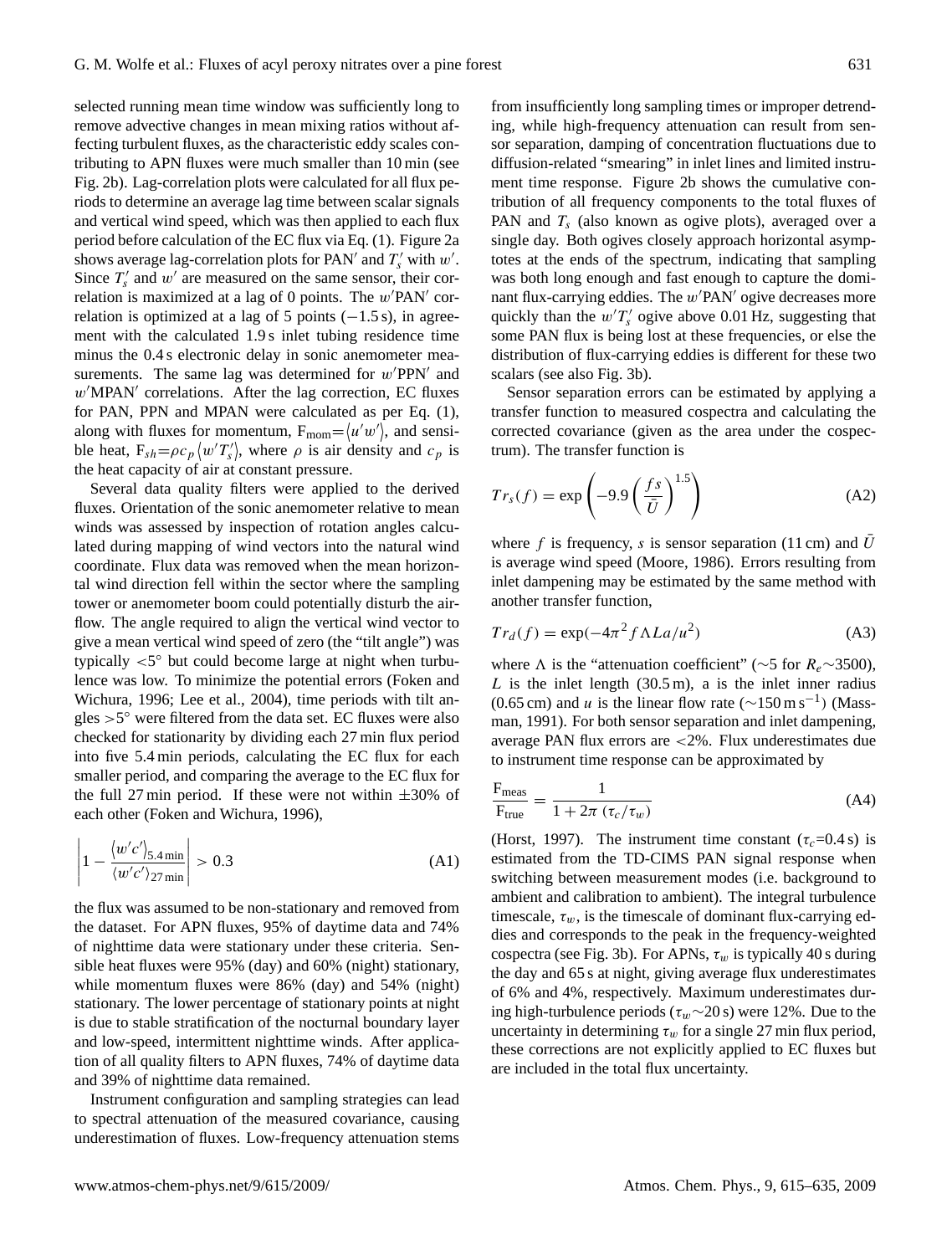selected running mean time window was sufficiently long to remove advective changes in mean mixing ratios without affecting turbulent fluxes, as the characteristic eddy scales contributing to APN fluxes were much smaller than 10 min (see Fig. 2b). Lag-correlation plots were calculated for all flux periods to determine an average lag time between scalar signals and vertical wind speed, which was then applied to each flux period before calculation of the EC flux via Eq. (1). Figure 2a shows average lag-correlation plots for PAN′ and $T_s'$ with $w'$. Since $T_s'$ and $w'$ are measured on the same sensor, their correlation is maximized at a lag of 0 points. The $w'$PAN′ correlation is optimized at a lag of 5 points (−1.5 s), in agreement with the calculated 1.9 s inlet tubing residence time minus the 0.4 s electronic delay in sonic anemometer measurements. The same lag was determined for $w'$PPN′ and $w'$MPAN′ correlations. After the lag correction, EC fluxes for PAN, PPN and MPAN were calculated as per Eq. (1), along with fluxes for momentum, $F_{mom}=\langle u'w' \rangle$, and sensible heat, $F_{sh}=\rho c_p \langle w'T_s' \rangle$, where $\rho$ is air density and $c_p$ is the heat capacity of air at constant pressure.

Several data quality filters were applied to the derived fluxes. Orientation of the sonic anemometer relative to mean winds was assessed by inspection of rotation angles calculated during mapping of wind vectors into the natural wind coordinate. Flux data was removed when the mean horizontal wind direction fell within the sector where the sampling tower or anemometer boom could potentially disturb the airflow. The angle required to align the vertical wind vector to give a mean vertical wind speed of zero (the "tilt angle") was typically <5° but could become large at night when turbulence was low. To minimize the potential errors (Foken and Wichura, 1996; Lee et al., 2004), time periods with tilt angles >5° were filtered from the data set. EC fluxes were also checked for stationarity by dividing each 27 min flux period into five 5.4 min periods, calculating the EC flux for each smaller period, and comparing the average to the EC flux for the full 27 min period. If these were not within ±30% of each other (Foken and Wichura, 1996),

$$\left| 1 - \frac{\langle w'c' \rangle_{5.4\,\text{min}}}{\langle w'c' \rangle_{27\,\text{min}}} \right| > 0.3 \tag{A1}$$

the flux was assumed to be non-stationary and removed from the dataset. For APN fluxes, 95% of daytime data and 74% of nighttime data were stationary under these criteria. Sensible heat fluxes were 95% (day) and 60% (night) stationary, while momentum fluxes were 86% (day) and 54% (night) stationary. The lower percentage of stationary points at night is due to stable stratification of the nocturnal boundary layer and low-speed, intermittent nighttime winds. After application of all quality filters to APN fluxes, 74% of daytime data and 39% of nighttime data remained.

Instrument configuration and sampling strategies can lead to spectral attenuation of the measured covariance, causing underestimation of fluxes. Low-frequency attenuation stems from insufficiently long sampling times or improper detrending, while high-frequency attenuation can result from sensor separation, damping of concentration fluctuations due to diffusion-related "smearing" in inlet lines and limited instrument time response. Figure 2b shows the cumulative contribution of all frequency components to the total fluxes of PAN and $T_s$ (also known as ogive plots), averaged over a single day. Both ogives closely approach horizontal asymptotes at the ends of the spectrum, indicating that sampling was both long enough and fast enough to capture the dominant flux-carrying eddies. The $w'$PAN′ ogive decreases more quickly than the $w'T_s'$ ogive above 0.01 Hz, suggesting that some PAN flux is being lost at these frequencies, or else the distribution of flux-carrying eddies is different for these two scalars (see also Fig. 3b).

Sensor separation errors can be estimated by applying a transfer function to measured cospectra and calculating the corrected covariance (given as the area under the cospectrum). The transfer function is

$$Tr_s(f) = \exp\left(-9.9\left(\frac{fs}{\bar{U}}\right)^{1.5}\right) \tag{A2}$$

where $f$ is frequency, $s$ is sensor separation (11 cm) and $\bar{U}$ is average wind speed (Moore, 1986). Errors resulting from inlet dampening may be estimated by the same method with another transfer function,

$$Tr_d(f) = \exp(-4\pi^2 f \Lambda L a/u^2) \tag{A3}$$

where $\Lambda$ is the "attenuation coefficient" (~5 for $R_e$~3500), $L$ is the inlet length (30.5 m), $a$ is the inlet inner radius (0.65 cm) and $u$ is the linear flow rate (~150 m s$^{-1}$) (Massman, 1991). For both sensor separation and inlet dampening, average PAN flux errors are <2%. Flux underestimates due to instrument time response can be approximated by

$$\frac{F_{meas}}{F_{true}} = \frac{1}{1 + 2\pi\ (\tau_c/\tau_w)} \tag{A4}$$

(Horst, 1997). The instrument time constant ($\tau_c$=0.4 s) is estimated from the TD-CIMS PAN signal response when switching between measurement modes (i.e. background to ambient and calibration to ambient). The integral turbulence timescale, $\tau_w$, is the timescale of dominant flux-carrying eddies and corresponds to the peak in the frequency-weighted cospectra (see Fig. 3b). For APNs, $\tau_w$ is typically 40 s during the day and 65 s at night, giving average flux underestimates of 6% and 4%, respectively. Maximum underestimates during high-turbulence periods ($\tau_w$~20 s) were 12%. Due to the uncertainty in determining $\tau_w$ for a single 27 min flux period, these corrections are not explicitly applied to EC fluxes but are included in the total flux uncertainty.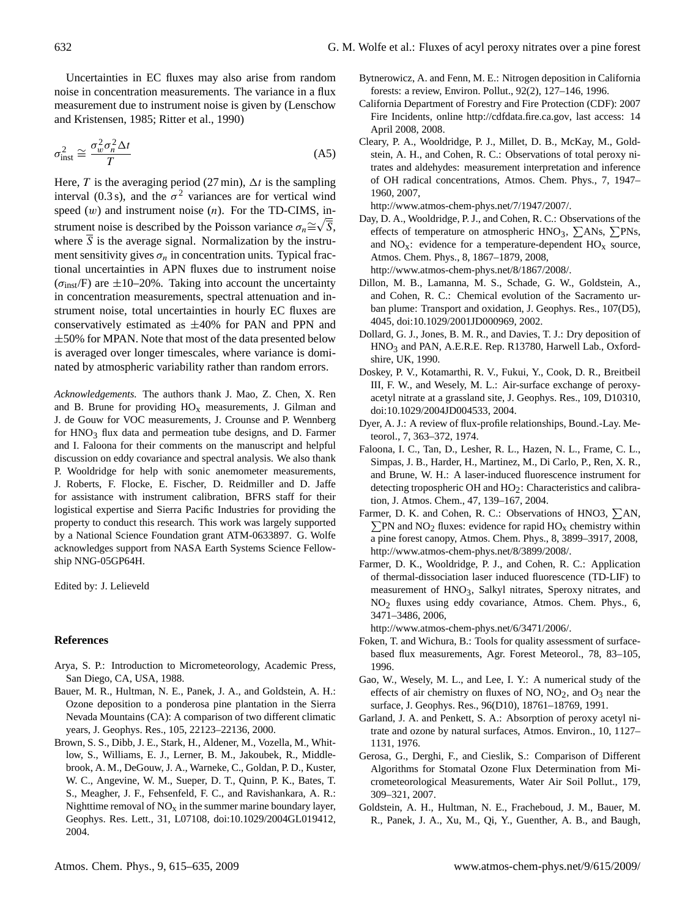Uncertainties in EC fluxes may also arise from random noise in concentration measurements. The variance in a flux measurement due to instrument noise is given by (Lenschow and Kristensen, 1985; Ritter et al., 1990)

$$\sigma_{\text{inst}}^2 \cong \frac{\sigma_w^2 \sigma_n^2 \Delta t}{T} \tag{A5}$$

Here, $T$ is the averaging period (27 min), $\Delta t$ is the sampling interval (0.3 s), and the $\sigma^2$ variances are for vertical wind speed ($w$) and instrument noise ($n$). For the TD-CIMS, instrument noise is described by the Poisson variance $\sigma_n \cong \sqrt{\overline{S}}$, where $\overline{S}$ is the average signal. Normalization by the instrument sensitivity gives $\sigma_n$ in concentration units. Typical fractional uncertainties in APN fluxes due to instrument noise ($\sigma_{\text{inst}}$/F) are ±10–20%. Taking into account the uncertainty in concentration measurements, spectral attenuation and instrument noise, total uncertainties in hourly EC fluxes are conservatively estimated as ±40% for PAN and PPN and ±50% for MPAN. Note that most of the data presented below is averaged over longer timescales, where variance is dominated by atmospheric variability rather than random errors.

*Acknowledgements.* The authors thank J. Mao, Z. Chen, X. Ren and B. Brune for providing $HO_x$ measurements, J. Gilman and J. de Gouw for VOC measurements, J. Crounse and P. Wennberg for $HNO_3$ flux data and permeation tube designs, and D. Farmer and I. Faloona for their comments on the manuscript and helpful discussion on eddy covariance and spectral analysis. We also thank P. Wooldridge for help with sonic anemometer measurements, J. Roberts, F. Flocke, E. Fischer, D. Reidmiller and D. Jaffe for assistance with instrument calibration, BFRS staff for their logistical expertise and Sierra Pacific Industries for providing the property to conduct this research. This work was largely supported by a National Science Foundation grant ATM-0633897. G. Wolfe acknowledges support from NASA Earth Systems Science Fellowship NNG-05GP64H.

Edited by: J. Lelieveld

## References

Arya, S. P.: Introduction to Micrometeorology, Academic Press, San Diego, CA, USA, 1988.

Bauer, M. R., Hultman, N. E., Panek, J. A., and Goldstein, A. H.: Ozone deposition to a ponderosa pine plantation in the Sierra Nevada Mountains (CA): A comparison of two different climatic years, J. Geophys. Res., 105, 22123–22136, 2000.

Brown, S. S., Dibb, J. E., Stark, H., Aldener, M., Vozella, M., Whitlow, S., Williams, E. J., Lerner, B. M., Jakoubek, R., Middlebrook, A. M., DeGouw, J. A., Warneke, C., Goldan, P. D., Kuster, W. C., Angevine, W. M., Sueper, D. T., Quinn, P. K., Bates, T. S., Meagher, J. F., Fehsenfeld, F. C., and Ravishankara, A. R.: Nighttime removal of $NO_x$ in the summer marine boundary layer, Geophys. Res. Lett., 31, L07108, doi:10.1029/2004GL019412, 2004.

Bytnerowicz, A. and Fenn, M. E.: Nitrogen deposition in California forests: a review, Environ. Pollut., 92(2), 127–146, 1996.

California Department of Forestry and Fire Protection (CDF): 2007 Fire Incidents, online http://cdfdata.fire.ca.gov, last access: 14 April 2008, 2008.

Cleary, P. A., Wooldridge, P. J., Millet, D. B., McKay, M., Goldstein, A. H., and Cohen, R. C.: Observations of total peroxy nitrates and aldehydes: measurement interpretation and inference of OH radical concentrations, Atmos. Chem. Phys., 7, 1947–1960, 2007, http://www.atmos-chem-phys.net/7/1947/2007/.

Day, D. A., Wooldridge, P. J., and Cohen, R. C.: Observations of the effects of temperature on atmospheric $HNO_3$, $\sum$ANs, $\sum$PNs, and $NO_x$: evidence for a temperature-dependent $HO_x$ source, Atmos. Chem. Phys., 8, 1867–1879, 2008, http://www.atmos-chem-phys.net/8/1867/2008/.

Dillon, M. B., Lamanna, M. S., Schade, G. W., Goldstein, A., and Cohen, R. C.: Chemical evolution of the Sacramento urban plume: Transport and oxidation, J. Geophys. Res., 107(D5), 4045, doi:10.1029/2001JD000969, 2002.

Dollard, G. J., Jones, B. M. R., and Davies, T. J.: Dry deposition of $HNO_3$ and PAN, A.E.R.E. Rep. R13780, Harwell Lab., Oxfordshire, UK, 1990.

Doskey, P. V., Kotamarthi, R. V., Fukui, Y., Cook, D. R., Breitbeil III, F. W., and Wesely, M. L.: Air-surface exchange of peroxyacetyl nitrate at a grassland site, J. Geophys. Res., 109, D10310, doi:10.1029/2004JD004533, 2004.

Dyer, A. J.: A review of flux-profile relationships, Bound.-Lay. Meteorol., 7, 363–372, 1974.

Faloona, I. C., Tan, D., Lesher, R. L., Hazen, N. L., Frame, C. L., Simpas, J. B., Harder, H., Martinez, M., Di Carlo, P., Ren, X. R., and Brune, W. H.: A laser-induced fluorescence instrument for detecting tropospheric OH and $HO_2$: Characteristics and calibration, J. Atmos. Chem., 47, 139–167, 2004.

Farmer, D. K. and Cohen, R. C.: Observations of HNO3, $\sum$AN, $\sum$PN and $NO_2$ fluxes: evidence for rapid $HO_x$ chemistry within a pine forest canopy, Atmos. Chem. Phys., 8, 3899–3917, 2008, http://www.atmos-chem-phys.net/8/3899/2008/.

Farmer, D. K., Wooldridge, P. J., and Cohen, R. C.: Application of thermal-dissociation laser induced fluorescence (TD-LIF) to measurement of $HNO_3$, Salkyl nitrates, Speroxy nitrates, and $NO_2$ fluxes using eddy covariance, Atmos. Chem. Phys., 6, 3471–3486, 2006, http://www.atmos-chem-phys.net/6/3471/2006/.

Foken, T. and Wichura, B.: Tools for quality assessment of surface-based flux measurements, Agr. Forest Meteorol., 78, 83–105, 1996.

Gao, W., Wesely, M. L., and Lee, I. Y.: A numerical study of the effects of air chemistry on fluxes of NO, $NO_2$, and $O_3$ near the surface, J. Geophys. Res., 96(D10), 18761–18769, 1991.

Garland, J. A. and Penkett, S. A.: Absorption of peroxy acetyl nitrate and ozone by natural surfaces, Atmos. Environ., 10, 1127–1131, 1976.

Gerosa, G., Derghi, F., and Cieslik, S.: Comparison of Different Algorithms for Stomatal Ozone Flux Determination from Micrometeorological Measurements, Water Air Soil Pollut., 179, 309–321, 2007.

Goldstein, A. H., Hultman, N. E., Fracheboud, J. M., Bauer, M. R., Panek, J. A., Xu, M., Qi, Y., Guenther, A. B., and Baugh,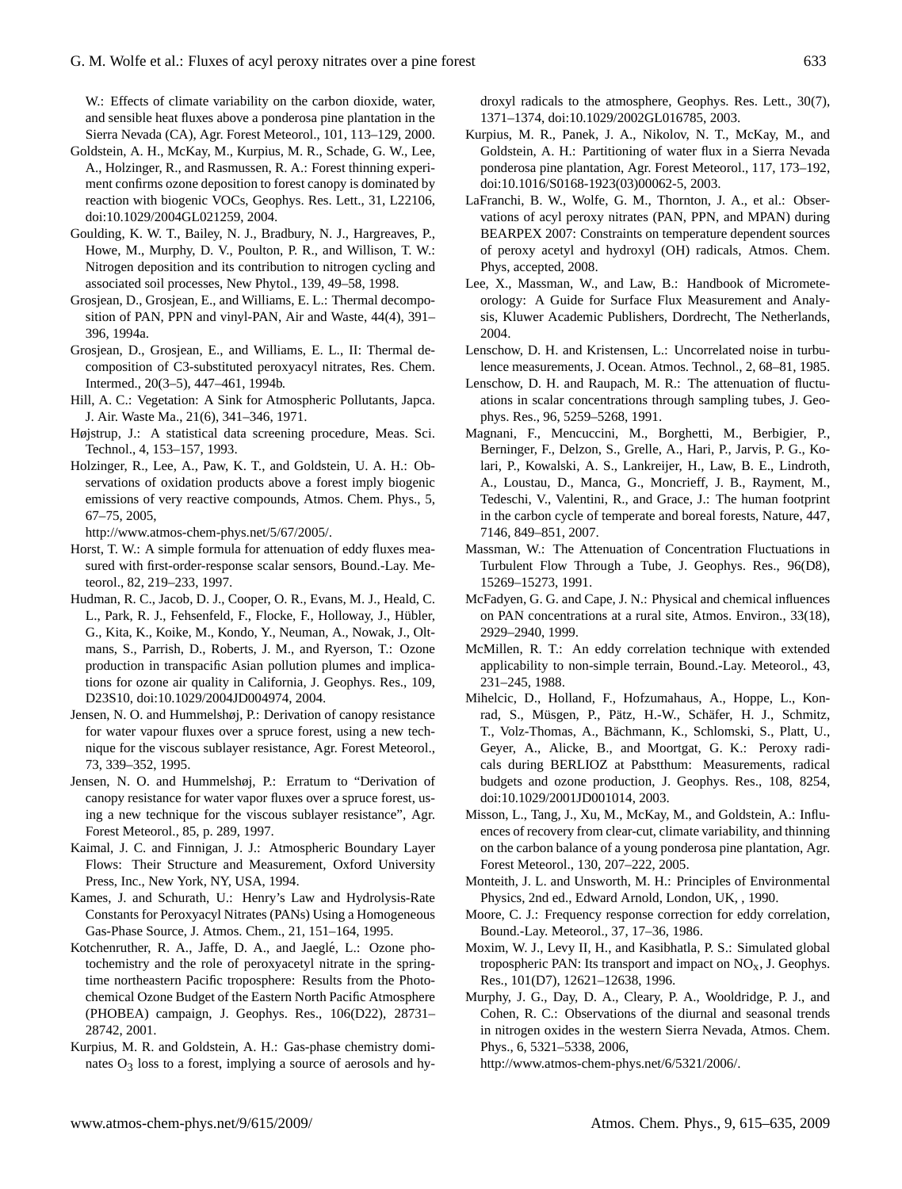W.: Effects of climate variability on the carbon dioxide, water, and sensible heat fluxes above a ponderosa pine plantation in the Sierra Nevada (CA), Agr. Forest Meteorol., 101, 113–129, 2000.

Goldstein, A. H., McKay, M., Kurpius, M. R., Schade, G. W., Lee, A., Holzinger, R., and Rasmussen, R. A.: Forest thinning experiment confirms ozone deposition to forest canopy is dominated by reaction with biogenic VOCs, Geophys. Res. Lett., 31, L22106, doi:10.1029/2004GL021259, 2004.

Goulding, K. W. T., Bailey, N. J., Bradbury, N. J., Hargreaves, P., Howe, M., Murphy, D. V., Poulton, P. R., and Willison, T. W.: Nitrogen deposition and its contribution to nitrogen cycling and associated soil processes, New Phytol., 139, 49–58, 1998.

Grosjean, D., Grosjean, E., and Williams, E. L.: Thermal decomposition of PAN, PPN and vinyl-PAN, Air and Waste, 44(4), 391–396, 1994a.

Grosjean, D., Grosjean, E., and Williams, E. L., II: Thermal decomposition of C3-substituted peroxyacyl nitrates, Res. Chem. Intermed., 20(3–5), 447–461, 1994b.

Hill, A. C.: Vegetation: A Sink for Atmospheric Pollutants, Japca. J. Air. Waste Ma., 21(6), 341–346, 1971.

Højstrup, J.: A statistical data screening procedure, Meas. Sci. Technol., 4, 153–157, 1993.

Holzinger, R., Lee, A., Paw, K. T., and Goldstein, U. A. H.: Observations of oxidation products above a forest imply biogenic emissions of very reactive compounds, Atmos. Chem. Phys., 5, 67–75, 2005, http://www.atmos-chem-phys.net/5/67/2005/.

Horst, T. W.: A simple formula for attenuation of eddy fluxes measured with first-order-response scalar sensors, Bound.-Lay. Meteorol., 82, 219–233, 1997.

Hudman, R. C., Jacob, D. J., Cooper, O. R., Evans, M. J., Heald, C. L., Park, R. J., Fehsenfeld, F., Flocke, F., Holloway, J., Hübler, G., Kita, K., Koike, M., Kondo, Y., Neuman, A., Nowak, J., Oltmans, S., Parrish, D., Roberts, J. M., and Ryerson, T.: Ozone production in transpacific Asian pollution plumes and implications for ozone air quality in California, J. Geophys. Res., 109, D23S10, doi:10.1029/2004JD004974, 2004.

Jensen, N. O. and Hummelshøj, P.: Derivation of canopy resistance for water vapour fluxes over a spruce forest, using a new technique for the viscous sublayer resistance, Agr. Forest Meteorol., 73, 339–352, 1995.

Jensen, N. O. and Hummelshøj, P.: Erratum to "Derivation of canopy resistance for water vapor fluxes over a spruce forest, using a new technique for the viscous sublayer resistance", Agr. Forest Meteorol., 85, p. 289, 1997.

Kaimal, J. C. and Finnigan, J. J.: Atmospheric Boundary Layer Flows: Their Structure and Measurement, Oxford University Press, Inc., New York, NY, USA, 1994.

Kames, J. and Schurath, U.: Henry's Law and Hydrolysis-Rate Constants for Peroxyacyl Nitrates (PANs) Using a Homogeneous Gas-Phase Source, J. Atmos. Chem., 21, 151–164, 1995.

Kotchenruther, R. A., Jaffe, D. A., and Jaeglé, L.: Ozone photochemistry and the role of peroxyacetyl nitrate in the springtime northeastern Pacific troposphere: Results from the Photochemical Ozone Budget of the Eastern North Pacific Atmosphere (PHOBEA) campaign, J. Geophys. Res., 106(D22), 28731–28742, 2001.

Kurpius, M. R. and Goldstein, A. H.: Gas-phase chemistry dominates $O_3$ loss to a forest, implying a source of aerosols and hydroxyl radicals to the atmosphere, Geophys. Res. Lett., 30(7), 1371–1374, doi:10.1029/2002GL016785, 2003.

Kurpius, M. R., Panek, J. A., Nikolov, N. T., McKay, M., and Goldstein, A. H.: Partitioning of water flux in a Sierra Nevada ponderosa pine plantation, Agr. Forest Meteorol., 117, 173–192, doi:10.1016/S0168-1923(03)00062-5, 2003.

LaFranchi, B. W., Wolfe, G. M., Thornton, J. A., et al.: Observations of acyl peroxy nitrates (PAN, PPN, and MPAN) during BEARPEX 2007: Constraints on temperature dependent sources of peroxy acetyl and hydroxyl (OH) radicals, Atmos. Chem. Phys, accepted, 2008.

Lee, X., Massman, W., and Law, B.: Handbook of Micrometeorology: A Guide for Surface Flux Measurement and Analysis, Kluwer Academic Publishers, Dordrecht, The Netherlands, 2004.

Lenschow, D. H. and Kristensen, L.: Uncorrelated noise in turbulence measurements, J. Ocean. Atmos. Technol., 2, 68–81, 1985.

Lenschow, D. H. and Raupach, M. R.: The attenuation of fluctuations in scalar concentrations through sampling tubes, J. Geophys. Res., 96, 5259–5268, 1991.

Magnani, F., Mencuccini, M., Borghetti, M., Berbigier, P., Berninger, F., Delzon, S., Grelle, A., Hari, P., Jarvis, P. G., Kolari, P., Kowalski, A. S., Lankreijer, H., Law, B. E., Lindroth, A., Loustau, D., Manca, G., Moncrieff, J. B., Rayment, M., Tedeschi, V., Valentini, R., and Grace, J.: The human footprint in the carbon cycle of temperate and boreal forests, Nature, 447, 7146, 849–851, 2007.

Massman, W.: The Attenuation of Concentration Fluctuations in Turbulent Flow Through a Tube, J. Geophys. Res., 96(D8), 15269–15273, 1991.

McFadyen, G. G. and Cape, J. N.: Physical and chemical influences on PAN concentrations at a rural site, Atmos. Environ., 33(18), 2929–2940, 1999.

McMillen, R. T.: An eddy correlation technique with extended applicability to non-simple terrain, Bound.-Lay. Meteorol., 43, 231–245, 1988.

Mihelcic, D., Holland, F., Hofzumahaus, A., Hoppe, L., Konrad, S., Müsgen, P., Pätz, H.-W., Schäfer, H. J., Schmitz, T., Volz-Thomas, A., Bächmann, K., Schlomski, S., Platt, U., Geyer, A., Alicke, B., and Moortgat, G. K.: Peroxy radicals during BERLIOZ at Pabstthum: Measurements, radical budgets and ozone production, J. Geophys. Res., 108, 8254, doi:10.1029/2001JD001014, 2003.

Misson, L., Tang, J., Xu, M., McKay, M., and Goldstein, A.: Influences of recovery from clear-cut, climate variability, and thinning on the carbon balance of a young ponderosa pine plantation, Agr. Forest Meteorol., 130, 207–222, 2005.

Monteith, J. L. and Unsworth, M. H.: Principles of Environmental Physics, 2nd ed., Edward Arnold, London, UK, , 1990.

Moore, C. J.: Frequency response correction for eddy correlation, Bound.-Lay. Meteorol., 37, 17–36, 1986.

Moxim, W. J., Levy II, H., and Kasibhatla, P. S.: Simulated global tropospheric PAN: Its transport and impact on $NO_x$, J. Geophys. Res., 101(D7), 12621–12638, 1996.

Murphy, J. G., Day, D. A., Cleary, P. A., Wooldridge, P. J., and Cohen, R. C.: Observations of the diurnal and seasonal trends in nitrogen oxides in the western Sierra Nevada, Atmos. Chem. Phys., 6, 5321–5338, 2006, http://www.atmos-chem-phys.net/6/5321/2006/.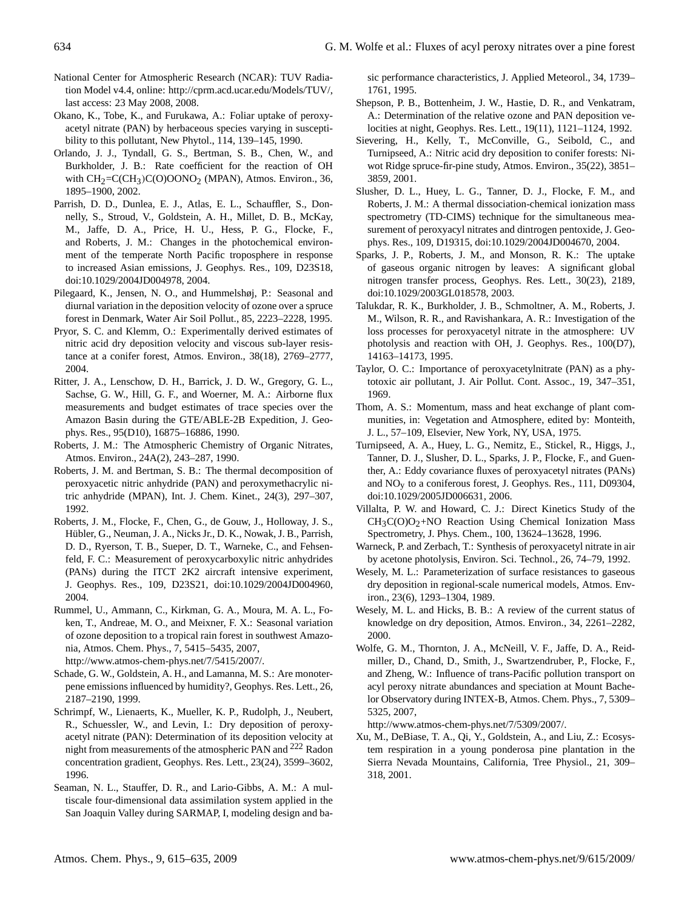National Center for Atmospheric Research (NCAR): TUV Radiation Model v4.4, online: http://cprm.acd.ucar.edu/Models/TUV/, last access: 23 May 2008, 2008.

Okano, K., Tobe, K., and Furukawa, A.: Foliar uptake of peroxyacetyl nitrate (PAN) by herbaceous species varying in susceptibility to this pollutant, New Phytol., 114, 139–145, 1990.

Orlando, J. J., Tyndall, G. S., Bertman, S. B., Chen, W., and Burkholder, J. B.: Rate coefficient for the reaction of OH with $CH_2$=C($CH_3$)C(O)OONO$_2$ (MPAN), Atmos. Environ., 36, 1895–1900, 2002.

Parrish, D. D., Dunlea, E. J., Atlas, E. L., Schauffler, S., Donnelly, S., Stroud, V., Goldstein, A. H., Millet, D. B., McKay, M., Jaffe, D. A., Price, H. U., Hess, P. G., Flocke, F., and Roberts, J. M.: Changes in the photochemical environment of the temperate North Pacific troposphere in response to increased Asian emissions, J. Geophys. Res., 109, D23S18, doi:10.1029/2004JD004978, 2004.

Pilegaard, K., Jensen, N. O., and Hummelshøj, P.: Seasonal and diurnal variation in the deposition velocity of ozone over a spruce forest in Denmark, Water Air Soil Pollut., 85, 2223–2228, 1995.

Pryor, S. C. and Klemm, O.: Experimentally derived estimates of nitric acid dry deposition velocity and viscous sub-layer resistance at a conifer forest, Atmos. Environ., 38(18), 2769–2777, 2004.

Ritter, J. A., Lenschow, D. H., Barrick, J. D. W., Gregory, G. L., Sachse, G. W., Hill, G. F., and Woerner, M. A.: Airborne flux measurements and budget estimates of trace species over the Amazon Basin during the GTE/ABLE-2B Expedition, J. Geophys. Res., 95(D10), 16875–16886, 1990.

Roberts, J. M.: The Atmospheric Chemistry of Organic Nitrates, Atmos. Environ., 24A(2), 243–287, 1990.

Roberts, J. M. and Bertman, S. B.: The thermal decomposition of peroxyacetic nitric anhydride (PAN) and peroxymethacrylic nitric anhydride (MPAN), Int. J. Chem. Kinet., 24(3), 297–307, 1992.

Roberts, J. M., Flocke, F., Chen, G., de Gouw, J., Holloway, J. S., Hübler, G., Neuman, J. A., Nicks Jr., D. K., Nowak, J. B., Parrish, D. D., Ryerson, T. B., Sueper, D. T., Warneke, C., and Fehsenfeld, F. C.: Measurement of peroxycarboxylic nitric anhydrides (PANs) during the ITCT 2K2 aircraft intensive experiment, J. Geophys. Res., 109, D23S21, doi:10.1029/2004JD004960, 2004.

Rummel, U., Ammann, C., Kirkman, G. A., Moura, M. A. L., Foken, T., Andreae, M. O., and Meixner, F. X.: Seasonal variation of ozone deposition to a tropical rain forest in southwest Amazonia, Atmos. Chem. Phys., 7, 5415–5435, 2007, http://www.atmos-chem-phys.net/7/5415/2007/.

Schade, G. W., Goldstein, A. H., and Lamanna, M. S.: Are monoterpene emissions influenced by humidity?, Geophys. Res. Lett., 26, 2187–2190, 1999.

Schrimpf, W., Lienaerts, K., Mueller, K. P., Rudolph, J., Neubert, R., Schuessler, W., and Levin, I.: Dry deposition of peroxyacetyl nitrate (PAN): Determination of its deposition velocity at night from measurements of the atmospheric PAN and $^{222}$ Radon concentration gradient, Geophys. Res. Lett., 23(24), 3599–3602, 1996.

Seaman, N. L., Stauffer, D. R., and Lario-Gibbs, A. M.: A multiscale four-dimensional data assimilation system applied in the San Joaquin Valley during SARMAP, I, modeling design and basic performance characteristics, J. Applied Meteorol., 34, 1739–1761, 1995.

Shepson, P. B., Bottenheim, J. W., Hastie, D. R., and Venkatram, A.: Determination of the relative ozone and PAN deposition velocities at night, Geophys. Res. Lett., 19(11), 1121–1124, 1992.

Sievering, H., Kelly, T., McConville, G., Seibold, C., and Turnipseed, A.: Nitric acid dry deposition to conifer forests: Niwot Ridge spruce-fir-pine study, Atmos. Environ., 35(22), 3851–3859, 2001.

Slusher, D. L., Huey, L. G., Tanner, D. J., Flocke, F. M., and Roberts, J. M.: A thermal dissociation-chemical ionization mass spectrometry (TD-CIMS) technique for the simultaneous measurement of peroxyacyl nitrates and dintrogen pentoxide, J. Geophys. Res., 109, D19315, doi:10.1029/2004JD004670, 2004.

Sparks, J. P., Roberts, J. M., and Monson, R. K.: The uptake of gaseous organic nitrogen by leaves: A significant global nitrogen transfer process, Geophys. Res. Lett., 30(23), 2189, doi:10.1029/2003GL018578, 2003.

Talukdar, R. K., Burkholder, J. B., Schmoltner, A. M., Roberts, J. M., Wilson, R. R., and Ravishankara, A. R.: Investigation of the loss processes for peroxyacetyl nitrate in the atmosphere: UV photolysis and reaction with OH, J. Geophys. Res., 100(D7), 14163–14173, 1995.

Taylor, O. C.: Importance of peroxyacetylnitrate (PAN) as a phytotoxic air pollutant, J. Air Pollut. Cont. Assoc., 19, 347–351, 1969.

Thom, A. S.: Momentum, mass and heat exchange of plant communities, in: Vegetation and Atmosphere, edited by: Monteith, J. L., 57–109, Elsevier, New York, NY, USA, 1975.

Turnipseed, A. A., Huey, L. G., Nemitz, E., Stickel, R., Higgs, J., Tanner, D. J., Slusher, D. L., Sparks, J. P., Flocke, F., and Guenther, A.: Eddy covariance fluxes of peroxyacetyl nitrates (PANs) and $NO_y$ to a coniferous forest, J. Geophys. Res., 111, D09304, doi:10.1029/2005JD006631, 2006.

Villalta, P. W. and Howard, C. J.: Direct Kinetics Study of the $CH_3C(O)O_2$+NO Reaction Using Chemical Ionization Mass Spectrometry, J. Phys. Chem., 100, 13624–13628, 1996.

Warneck, P. and Zerbach, T.: Synthesis of peroxyacetyl nitrate in air by acetone photolysis, Environ. Sci. Technol., 26, 74–79, 1992.

Wesely, M. L.: Parameterization of surface resistances to gaseous dry deposition in regional-scale numerical models, Atmos. Environ., 23(6), 1293–1304, 1989.

Wesely, M. L. and Hicks, B. B.: A review of the current status of knowledge on dry deposition, Atmos. Environ., 34, 2261–2282, 2000.

Wolfe, G. M., Thornton, J. A., McNeill, V. F., Jaffe, D. A., Reidmiller, D., Chand, D., Smith, J., Swartzendruber, P., Flocke, F., and Zheng, W.: Influence of trans-Pacific pollution transport on acyl peroxy nitrate abundances and speciation at Mount Bachelor Observatory during INTEX-B, Atmos. Chem. Phys., 7, 5309–5325, 2007, http://www.atmos-chem-phys.net/7/5309/2007/.

Xu, M., DeBiase, T. A., Qi, Y., Goldstein, A., and Liu, Z.: Ecosystem respiration in a young ponderosa pine plantation in the Sierra Nevada Mountains, California, Tree Physiol., 21, 309–318, 2001.